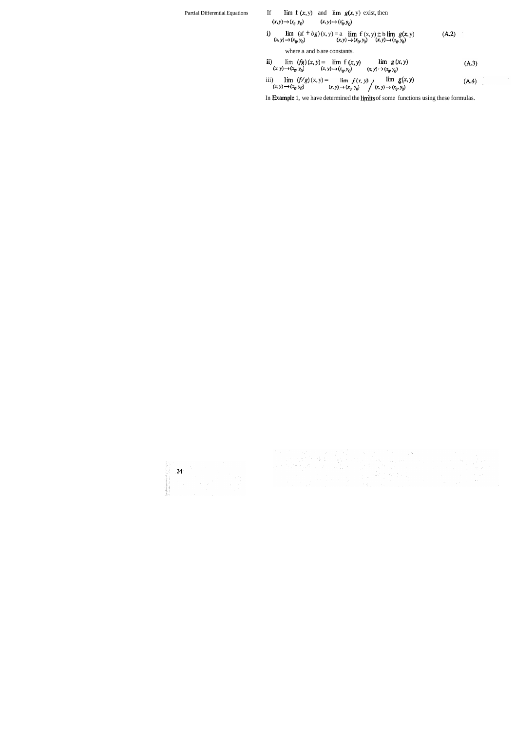If $\lim_{(x,y)\to(x_0,y_0)} f(x,y)$ and $\lim_{(x,y)\to(x_0,y_0)} g(x,y)$ exist, then

i) $$\lim_{(x,y)\to(x_0,y_0)} (af+bg)(x,y) = a \lim_{(x,y)\to(x_0,y_0)} f(x,y) \pm b \lim_{(x,y)\to(x_0,y_0)} g(x,y) \qquad \text{(A.2)}$$

where a and b are constants.

ii) $$\lim_{(x,y)\to(x_0,y_0)} (fg)(x,y) = \lim_{(x,y)\to(x_0,y_0)} f(x,y) \lim_{(x,y)\to(x_0,y_0)} g(x,y) \qquad \text{(A.3)}$$

iii) $$\lim_{(x,y)\to(x_0,y_0)} (f/g)(x,y) = \lim_{(x,y)\to(x_0,y_0)} f(x,y) \Big/ \lim_{(x,y)\to(x_0,y_0)} g(x,y) \qquad \text{(A.4)}$$

In Example 1, we have determined the limits of some functions using these formulas.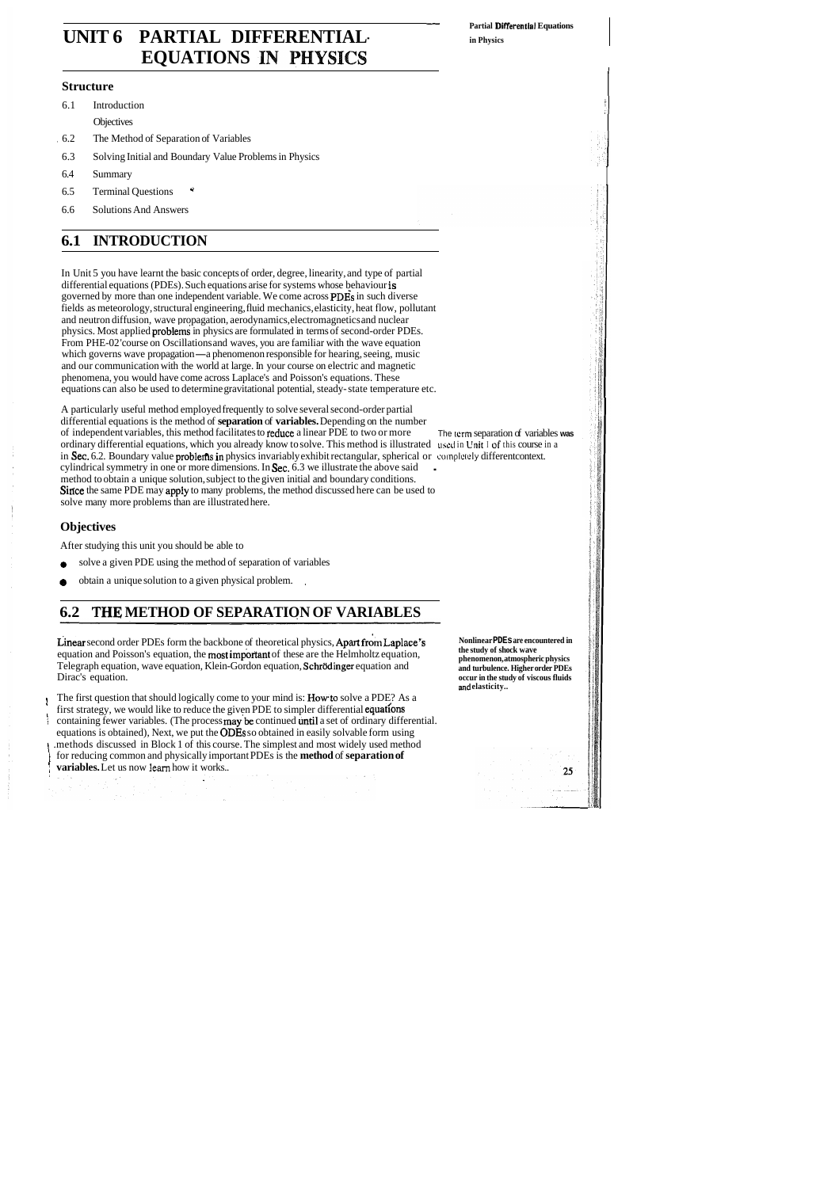# UNIT 6 PARTIAL DIFFERENTIAL EQUATIONS IN PHYSICS

### Structure

6.1 Introduction

Objectives

6.2 The Method of Separation of Variables

6.3 Solving Initial and Boundary Value Problems in Physics

6.4 Summary

6.5 Terminal Questions

6.6 Solutions And Answers

## 6.1 INTRODUCTION

In Unit 5 you have learnt the basic concepts of order, degree, linearity, and type of partial differential equations (PDEs). Such equations arise for systems whose behaviour is governed by more than one independent variable. We come across PDEs in such diverse fields as meteorology, structural engineering, fluid mechanics, elasticity, heat flow, pollutant and neutron diffusion, wave propagation, aerodynamics, electromagnetics and nuclear physics. Most applied problems in physics are formulated in terms of second-order PDEs. From PHE-02 course on Oscillations and waves, you are familiar with the wave equation which governs wave propagation — a phenomenon responsible for hearing, seeing, music and our communication with the world at large. In your course on electric and magnetic phenomena, you would have come across Laplace's and Poisson's equations. These equations can also be used to determine gravitational potential, steady-state temperature etc.

A particularly useful method employed frequently to solve several second-order partial differential equations is the method of **separation of variables.** Depending on the number of independent variables, this method facilitates to reduce a linear PDE to two or more ordinary differential equations, which you already know to solve. This method is illustrated in Sec. 6.2. Boundary value problems in physics invariably exhibit rectangular, spherical or cylindrical symmetry in one or more dimensions. In Sec. 6.3 we illustrate the above said method to obtain a unique solution, subject to the given initial and boundary conditions. Since the same PDE may apply to many problems, the method discussed here can be used to solve many more problems than are illustrated here.

The term separation of variables was used in Unit 1 of this course in a completely different context.

### Objectives

After studying this unit you should be able to

- solve a given PDE using the method of separation of variables
- obtain a unique solution to a given physical problem.

## 6.2 THE METHOD OF SEPARATION OF VARIABLES

Linear second order PDEs form the backbone of theoretical physics, Apart from Laplace's equation and Poisson's equation, the most important of these are the Helmholtz equation, Telegraph equation, wave equation, Klein-Gordon equation, Schrödinger equation and Dirac's equation.

**Nonlinear PDEs are encountered in the study of shock wave phenomenon, atmospheric physics and turbulence. Higher order PDEs occur in the study of viscous fluids and elasticity..**

The first question that should logically come to your mind is: How to solve a PDE? As a first strategy, we would like to reduce the given PDE to simpler differential equations containing fewer variables. (The process may be continued until a set of ordinary differential equations is obtained), Next, we put the ODEs so obtained in easily solvable form using methods discussed in Block 1 of this course. The simplest and most widely used method for reducing common and physically important PDEs is the **method of separation of variables.** Let us now learn how it works..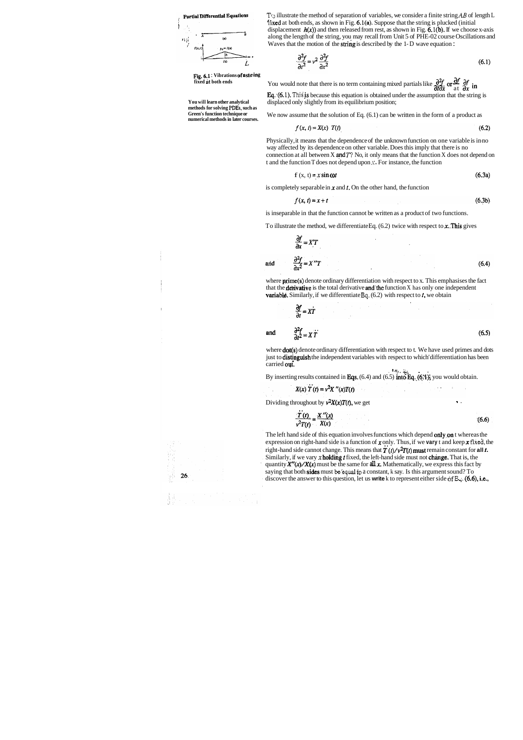To illustrate the method of separation of variables, we consider a finite string $AB$ of length L fixed at both ends, as shown in Fig. 6.1(a). Suppose that the string is plucked (initial displacement $h(x)$) and then released from rest, as shown in Fig. 6.1(b). If we choose x-axis along the length of the string, you may recall from Unit 5 of PHE-02 course Oscillations and Waves that the motion of the string is described by the 1-D wave equation :

Fig. 6.1 : Vibrations of a string fixed at both ends

$$\frac{\partial^2 f}{\partial t^2} = v^2 \frac{\partial^2 f}{\partial x^2} \tag{6.1}$$

You would note that there is no term containing mixed partials like $\frac{\partial^2 f}{\partial t \partial x}$ or $\frac{\partial f}{\partial t}$ $\frac{\partial f}{\partial x}$ in Eq. (6.1). This is because this equation is obtained under the assumption that the string is displaced only slightly from its equilibrium position;

You will learn other analytical methods for solving PDEs, such as Green's function technique or numerical methods in later courses.

We now assume that the solution of Eq. (6.1) can be written in the form of a product as

$$f(x, t) = X(x)\ T(t) \tag{6.2}$$

Physically, it means that the dependence of the unknown function on one variable is in no way affected by its dependence on other variable. Does this imply that there is no connection at all between X and $T$? No, it only means that the function X does not depend on t and the function T does not depend upon $x$. For instance, the function

$$f(x, t) = x \sin \omega t \tag{6.3a}$$

is completely separable in $x$ and $t$. On the other hand, the function

$$f(x, t) = x + t \tag{6.3b}$$

is inseparable in that the function cannot be written as a product of two functions.

To illustrate the method, we differentiate Eq. (6.2) twice with respect to $x$. This gives

$$\frac{\partial f}{\partial x} = X'T$$

and
$$\frac{\partial^2 f}{\partial x^2} = X''T \tag{6.4}$$

where prime(s) denote ordinary differentiation with respect to x. This emphasises the fact that the derivative is the total derivative and the function X has only one independent variable. Similarly, if we differentiate Eq. (6.2) with respect to $t$, we obtain

$$\frac{\partial f}{\partial t} = X\dot{T}$$

and
$$\frac{\partial^2 f}{\partial t^2} = X\ddot{T} \tag{6.5}$$

where dot(s) denote ordinary differentiation with respect to t. We have used primes and dots just to distinguish the independent variables with respect to which differentiation has been carried out.

By inserting results contained in Eqs. (6.4) and (6.5) into Eq. (6.1), you would obtain.

$$X(x)\ \ddot{T}(t) = v^2 X''(x)T(t)$$

Dividing throughout by $v^2X(x)T(t)$, we get

$$\frac{\ddot{T}(t)}{v^2 T(t)} = \frac{X''(x)}{X(x)} \tag{6.6}$$

The left hand side of this equation involves functions which depend only on t whereas the expression on right-hand side is a function of $x$ only. Thus, if we vary t and keep $x$ fixed, the right-hand side cannot change. This means that $\ddot{T}(t)/v^2T(t)$ must remain constant for all $t$. Similarly, if we vary $x$ holding $t$ fixed, the left-hand side must not change. That is, the quantity $X''(x)/X(x)$ must be the same for all $x$. Mathematically, we express this fact by saying that both sides must be equal to a constant, k say. Is this argument sound? To discover the answer to this question, let us write k to represent either side of Eq. (6.6), i.e.,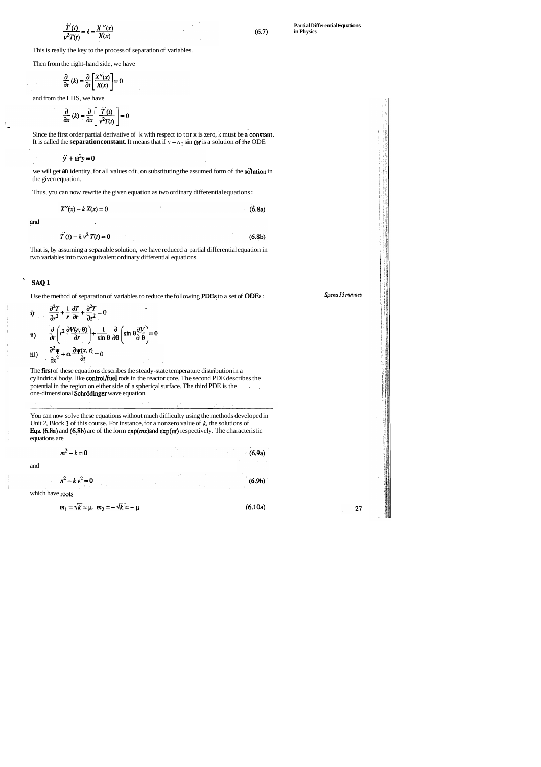$$\frac{\ddot{T}(t)}{v^2 T(t)} = k = \frac{X''(x)}{X(x)} \tag{6.7}$$

This is really the key to the process of separation of variables.

Then from the right-hand side, we have

$$\frac{\partial}{\partial t}(k) = \frac{\partial}{\partial t}\left[\frac{X''(x)}{X(x)}\right] = 0$$

and from the LHS, we have

$$\frac{\partial}{\partial x}(k) = \frac{\partial}{\partial x}\left[\frac{\ddot{T}(t)}{v^2 T(t)}\right] = 0$$

Since the first order partial derivative of k with respect to t or **x** is zero, k must be a **constant.** It is called the **separation constant.** It means that if $y = a_0 \sin \omega t$ is a solution of the ODE

$$\ddot{y} + \omega^2 y = 0$$

we will get an identity, for all values of t, on substituting the assumed form of the solution in the given equation.

Thus, you can now rewrite the given equation as two ordinary differential equations:

$$X''(x) - k\,X(x) = 0 \tag{6.8a}$$

and

$$\ddot{T}(t) - k\,v^2\,T(t) = 0 \tag{6.8b}$$

That is, by assuming a separable solution, we have reduced a partial differential equation in two variables into two equivalent ordinary differential equations.

## SAQ 1

*Spend 15 minutes*

Use the method of separation of variables to reduce the following **PDEs** to a set of **ODEs**:

i) $$\frac{\partial^2 T}{\partial r^2} + \frac{1}{r}\frac{\partial T}{\partial r} + \frac{\partial^2 T}{\partial z^2} = 0$$

ii) $$\frac{\partial}{\partial r}\left(r^2\,\frac{\partial V(r,\theta)}{\partial r}\right) + \frac{1}{\sin\theta}\frac{\partial}{\partial \theta}\left(\sin\theta\frac{\partial V}{\partial \theta}\right) = 0$$

iii) $$\frac{\partial^2 \psi}{\partial x^2} + \alpha\,\frac{\partial \psi(x,t)}{\partial t} = 0$$

The **first** of these equations describes the steady-state temperature distribution in a cylindrical body, like **control/fuel** rods in the reactor core. The second PDE describes the potential in the region on either side of a spherical surface. The third PDE is the one-dimensional **Schrödinger** wave equation.

---

You can now solve these equations without much difficulty using the methods developed in Unit 2, Block 1 of this course. For instance, for a nonzero value of $k$, the solutions of **Eqs. (6.8a)** and **(6.8b)** are of the form $\exp(mx)$ and $\exp(nt)$ respectively. The characteristic equations are

$$m^2 - k = 0 \tag{6.9a}$$

and

$$n^2 - k\,v^2 = 0 \tag{6.9b}$$

which have roots

$$m_1 = \sqrt{k} = \mu,\; m_2 = -\sqrt{k} = -\mu \tag{6.10a}$$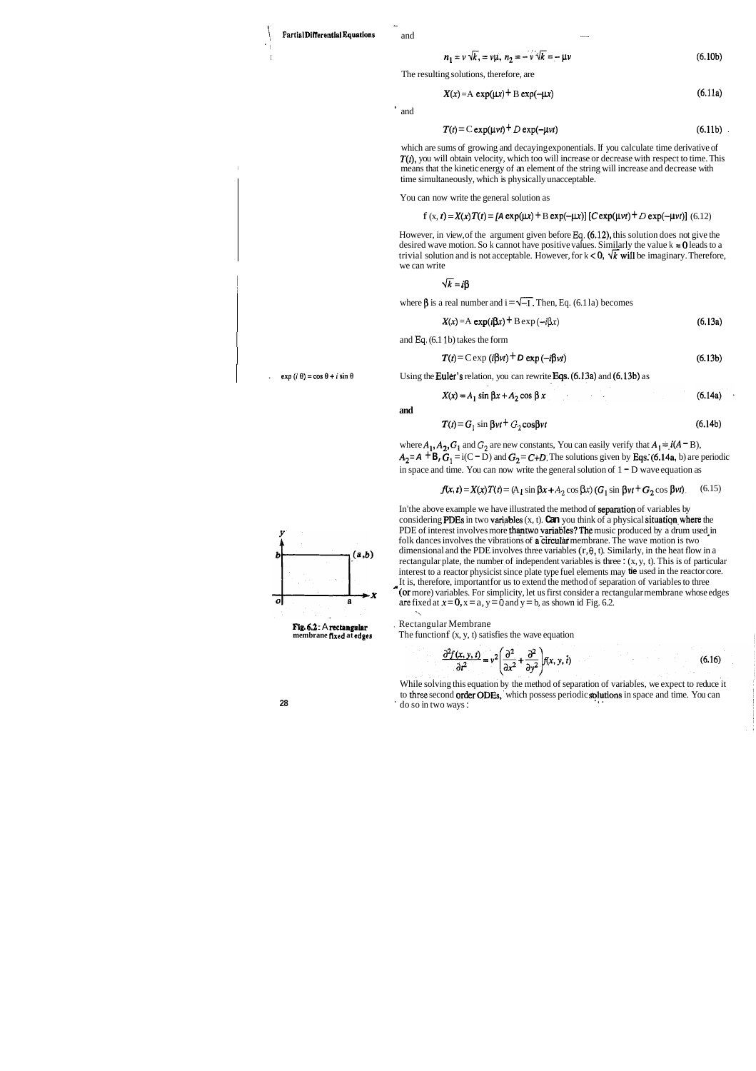and

$$n_1 = v\sqrt{k} = v\mu,\ n_2 = -v\sqrt{k} = -\mu v \tag{6.10b}$$

The resulting solutions, therefore, are

$$X(x) = A\exp(\mu x) + B\exp(-\mu x) \tag{6.11a}$$

and

$$T(t) = C\exp(\mu vt) + D\exp(-\mu vt) \tag{6.11b}$$

which are sums of growing and decaying exponentials. If you calculate time derivative of $T(t)$, you will obtain velocity, which too will increase or decrease with respect to time. This means that the kinetic energy of an element of the string will increase and decrease with time simultaneously, which is physically unacceptable.

You can now write the general solution as

$$f(x, t) = X(x)T(t) = [A\exp(\mu x) + B\exp(-\mu x)]\,[C\exp(\mu vt) + D\exp(-\mu vt)] \tag{6.12}$$

However, in view of the argument given before Eq. (6.12), this solution does not give the desired wave motion. So k cannot have positive values. Similarly the value $k = 0$ leads to a trivial solution and is not acceptable. However, for $k < 0$, $\sqrt{k}$ will be imaginary. Therefore, we can write

$$\sqrt{k} = i\beta$$

where $\beta$ is a real number and $i = \sqrt{-1}$. Then, Eq. (6.11a) becomes

$$X(x) = A\exp(i\beta x) + B\exp(-i\beta x) \tag{6.13a}$$

and Eq. (6.11b) takes the form

$$T(t) = C\exp(i\beta vt) + D\exp(-i\beta vt) \tag{6.13b}$$

$\exp(i\theta) = \cos\theta + i\sin\theta$

Using the Euler's relation, you can rewrite Eqs. (6.13a) and (6.13b) as

$$X(x) = A_1\sin\beta x + A_2\cos\beta x \tag{6.14a}$$

and

$$T(t) = G_1\sin\beta vt + G_2\cos\beta vt \tag{6.14b}$$

where $A_1, A_2, G_1$ and $G_2$ are new constants, You can easily verify that $A_1 = i(A - B)$, $A_2 = A + B$, $G_1 = i(C - D)$ and $G_2 = C + D$. The solutions given by Eqs. (6.14a, b) are periodic in space and time. You can now write the general solution of 1 – D wave equation as

$$f(x, t) = X(x)T(t) = (A_1\sin\beta x + A_2\cos\beta x)\,(G_1\sin\beta vt + G_2\cos\beta vt) \tag{6.15}$$

In the above example we have illustrated the method of separation of variables by considering PDEs in two variables (x, t). Can you think of a physical situation where the PDE of interest involves more than two variables? The music produced by a drum used in folk dances involves the vibrations of a circular membrane. The wave motion is two dimensional and the PDE involves three variables $(r, \theta, t)$. Similarly, in the heat flow in a rectangular plate, the number of independent variables is three : (x, y, t). This is of particular interest to a reactor physicist since plate type fuel elements may be used in the reactor core. It is, therefore, important for us to extend the method of separation of variables to three (or more) variables. For simplicity, let us first consider a rectangular membrane whose edges are fixed at $x = 0$, $x = a$, $y = 0$ and $y = b$, as shown in Fig. 6.2.

**Fig. 6.2: A rectangular membrane fixed at edges**

### Rectangular Membrane

The function f (x, y, t) satisfies the wave equation

$$\frac{\partial^2 f(x, y, t)}{\partial t^2} = v^2\left(\frac{\partial^2}{\partial x^2} + \frac{\partial^2}{\partial y^2}\right) f(x, y, t) \tag{6.16}$$

While solving this equation by the method of separation of variables, we expect to reduce it to three second order ODEs, which possess periodic solutions in space and time. You can do so in two ways :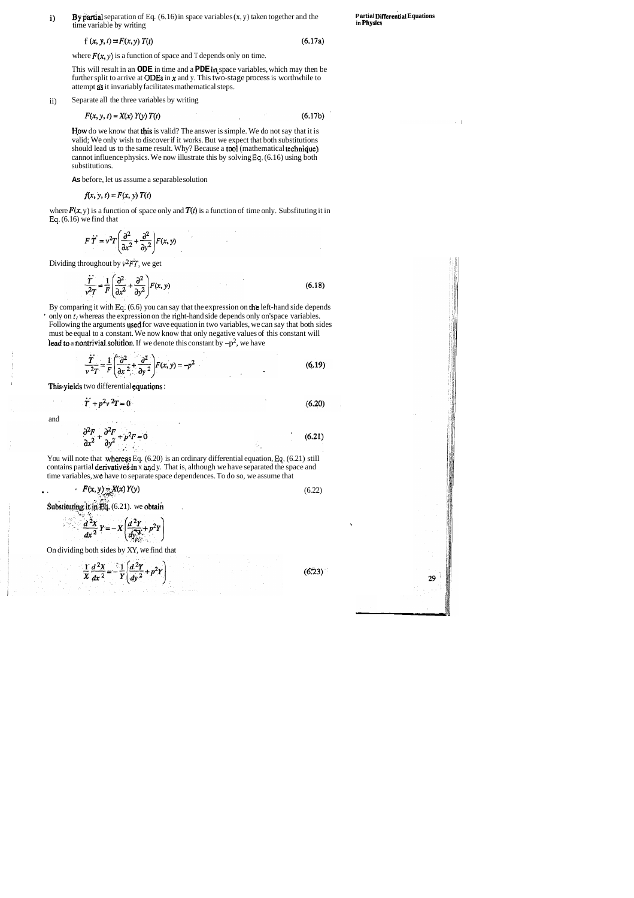i) **By partial** separation of Eq. (6.16) in space variables (x, y) taken together and the time variable by writing

$$f(x, y, t) = F(x, y)\, T(t) \tag{6.17a}$$

where $F(x, y)$ is a function of space and T depends only on time.

This will result in an **ODE** in time and a **PDE in** space variables, which may then be further split to arrive at ODEs in $x$ and y. This two-stage process is worthwhile to attempt as it invariably facilitates mathematical steps.

ii) Separate all the three variables by writing

$$F(x, y, t) = X(x)\, Y(y)\, T(t) \tag{6.17b}$$

How do we know that this is valid? The answer is simple. We do not say that it is valid; We only wish to discover if it works. But we expect that both substitutions should lead us to the same result. Why? Because a tool (mathematical technique) cannot influence physics. We now illustrate this by solving Eq. (6.16) using both substitutions.

**As** before, let us assume a separable solution

$$f(x, y, t) = F(x, y)\, T(t)$$

where $F(x, y)$ is a function of space only and $T(t)$ is a function of time only. Subsfituting it in Eq. (6.16) we find that

$$F\ddot{T} = v^2 T\left(\frac{\partial^2}{\partial x^2} + \frac{\partial^2}{\partial y^2}\right)F(x, y)$$

Dividing throughout by $v^2 FT$, we get

$$\frac{\ddot{T}}{v^2 T} = \frac{1}{F}\left(\frac{\partial^2}{\partial x^2} + \frac{\partial^2}{\partial y^2}\right)F(x, y) \tag{6.18}$$

By comparing it with Eq. (6.6) you can say that the expression on the left-hand side depends only on $t$, whereas the expression on the right-hand side depends only on space variables. Following the arguments used for wave equation in two variables, we can say that both sides must be equal to a constant. We now know that only negative values of this constant will lead to a nontrivial solution. If we denote this constant by $-p^2$, we have

$$\frac{\ddot{T}}{v^2 T} = \frac{1}{F}\left(\frac{\partial^2}{\partial x^2} + \frac{\partial^2}{\partial y^2}\right)F(x, y) = -p^2 \tag{6.19}$$

**This yields** two differential equations:

$$\ddot{T} + p^2 v^2 T = 0 \tag{6.20}$$

and

$$\frac{\partial^2 F}{\partial x^2} + \frac{\partial^2 F}{\partial y^2} + p^2 F = 0 \tag{6.21}$$

You will note that whereas Eq. (6.20) is an ordinary differential equation, Eq. (6.21) still contains partial derivatives in x and y. That is, although we have separated the space and time variables, we have to separate space dependences. To do so, we assume that

$$F(x, y) = X(x)\, Y(y) \tag{6.22}$$

**Substituting it in Eq.** (6.21). we obtain

$$\frac{d^2 X}{dx^2}Y = -X\left(\frac{d^2 Y}{dy^2} + p^2 Y\right)$$

On dividing both sides by XY, we find that

$$\frac{1}{X}\frac{d^2 X}{dx^2} = -\frac{1}{Y}\left(\frac{d^2 Y}{dy^2} + p^2 Y\right) \tag{6.23}$$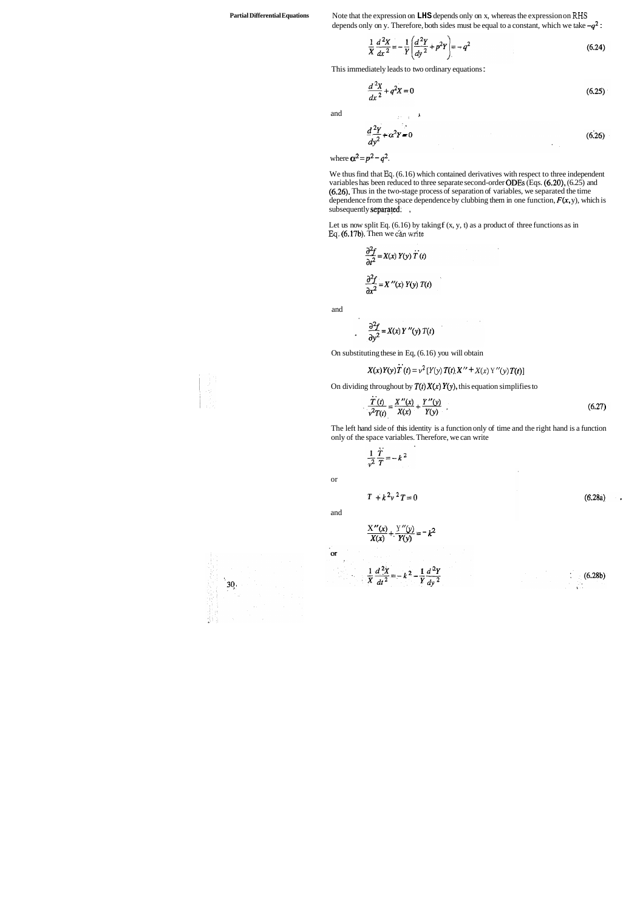Note that the expression on **LHS** depends only on x, whereas the expression on RHS depends only on y. Therefore, both sides must be equal to a constant, which we take $-q^2$ :

$$\frac{1}{X}\frac{d^2X}{dx^2} = -\frac{1}{Y}\left(\frac{d^2Y}{dy^2} + p^2Y\right) = -q^2 \tag{6.24}$$

This immediately leads to two ordinary equations:

$$\frac{d^2X}{dx^2} + q^2X = 0 \tag{6.25}$$

and

$$\frac{d^2Y}{dy^2} + \alpha^2Y = 0 \tag{6.26}$$

where $\alpha^2 = p^2 - q^2$.

We thus find that Eq. (6.16) which contained derivatives with respect to three independent variables has been reduced to three separate second-order ODEs (Eqs. (6.20), (6.25) and (6.26). Thus in the two-stage process of separation of variables, we separated the time dependence from the space dependence by clubbing them in one function, $F(x, y)$, which is subsequently separated.

Let us now split Eq. (6.16) by taking $f(x, y, t)$ as a product of three functions as in Eq. (6.17b). Then we can write

$$\frac{\partial^2 f}{\partial t^2} = X(x)\,Y(y)\,\ddot{T}(t)$$

$$\frac{\partial^2 f}{\partial x^2} = X''(x)\,Y(y)\,T(t)$$

and

$$\frac{\partial^2 f}{\partial y^2} = X(x)\,Y''(y)\,T(t)$$

On substituting these in Eq. (6.16) you will obtain

$$X(x)Y(y)\ddot{T}(t) = v^2\,[Y(y)\,T(t)\,X'' + X(x)\,Y''(y)\,T(t)]$$

On dividing throughout by $T(t)\,X(x)\,Y(y)$, this equation simplifies to

$$\frac{\ddot{T}(t)}{v^2T(t)} = \frac{X''(x)}{X(x)} + \frac{Y''(y)}{Y(y)} \tag{6.27}$$

The left hand side of this identity is a function only of time and the right hand is a function only of the space variables. Therefore, we can write

$$\frac{1}{v^2}\frac{\ddot{T}}{T} = -k^2$$

or

$$\ddot{T} + k^2v^2T = 0 \tag{6.28a}$$

and

$$\frac{X''(x)}{X(x)} + \frac{Y''(y)}{Y(y)} = -k^2$$

or

$$\frac{1}{X}\frac{d^2X}{dt^2} = -k^2 - \frac{1}{Y}\frac{d^2Y}{dy^2} \tag{6.28b}$$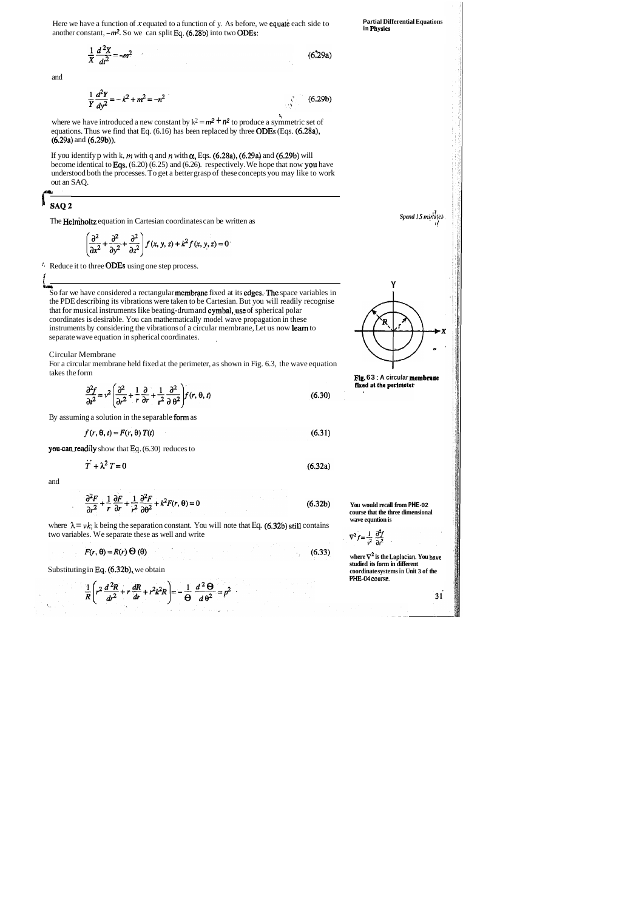Here we have a function of $x$ equated to a function of y. As before, we equate each side to another constant, $-m^2$. So we can split Eq. (6.28b) into two ODEs:

$$\frac{1}{X}\frac{d^2X}{dt^2} = -m^2 \tag{6.29a}$$

and

$$\frac{1}{Y}\frac{d^2Y}{dy^2} = -k^2 + m^2 = -n^2 \tag{6.29b}$$

where we have introduced a new constant by $k^2 = m^2 + n^2$ to produce a symmetric set of equations. Thus we find that Eq. (6.16) has been replaced by three ODEs (Eqs. (6.28a), (6.29a) and (6.29b)).

If you identify p with k, $m$ with q and $n$ with $\alpha$, Eqs. (6.28a), (6.29a) and (6.29b) will become identical to Eqs. (6.20) (6.25) and (6.26). respectively. We hope that now you have understood both the processes. To get a better grasp of these concepts you may like to work out an SAQ.

## SAQ 2

*Spend 15 minutes.*

The Helmholtz equation in Cartesian coordinates can be written as

$$\left(\frac{\partial^2}{\partial x^2} + \frac{\partial^2}{\partial y^2} + \frac{\partial^2}{\partial z^2}\right) f(x, y, z) + k^2 f(x, y, z) = 0$$

Reduce it to three ODEs using one step process.

---

So far we have considered a rectangular membrane fixed at its edges. The space variables in the PDE describing its vibrations were taken to be Cartesian. But you will readily recognise that for musical instruments like beating-drum and cymbal, use of spherical polar coordinates is desirable. You can mathematically model wave propagation in these instruments by considering the vibrations of a circular membrane, Let us now learn to separate wave equation in spherical coordinates.

### Circular Membrane

For a circular membrane held fixed at the perimeter, as shown in Fig. 6.3, the wave equation takes the form

**Fig. 6.3 : A circular membrane fixed at the perimeter**

$$\frac{\partial^2 f}{\partial t^2} = v^2\left(\frac{\partial^2}{\partial r^2} + \frac{1}{r}\frac{\partial}{\partial r} + \frac{1}{r^2}\frac{\partial^2}{\partial \theta^2}\right) f(r, \theta, t) \tag{6.30}$$

By assuming a solution in the separable form as

$$f(r, \theta, t) = F(r, \theta)\, T(t) \tag{6.31}$$

you can readily show that Eq. (6.30) reduces to

$$\ddot{T} + \lambda^2 T = 0 \tag{6.32a}$$

and

$$\frac{\partial^2 F}{\partial r^2} + \frac{1}{r}\frac{\partial F}{\partial r} + \frac{1}{r^2}\frac{\partial^2 F}{\partial \theta^2} + k^2 F(r, \theta) = 0 \tag{6.32b}$$

You would recall from PHE-02 course that the three dimensional wave equation is

$$\nabla^2 f = \frac{1}{v^2}\frac{\partial^2 f}{\partial t^2}$$

where $\nabla^2$ is the Laplacian. You have studied its form in different coordinate systems in Unit 3 of the PHE-04 course.

where $\lambda = vk$; k being the separation constant. You will note that Eq. (6.32b) still contains two variables. We separate these as well and write

$$F(r, \theta) = R(r)\, \Theta(\theta) \tag{6.33}$$

Substituting in Eq. (6.32b), we obtain

$$\frac{1}{R}\left(r^2\frac{d^2R}{dr^2} + r\frac{dR}{dr} + r^2k^2R\right) = -\frac{1}{\Theta}\frac{d^2\Theta}{d\theta^2} = p^2$$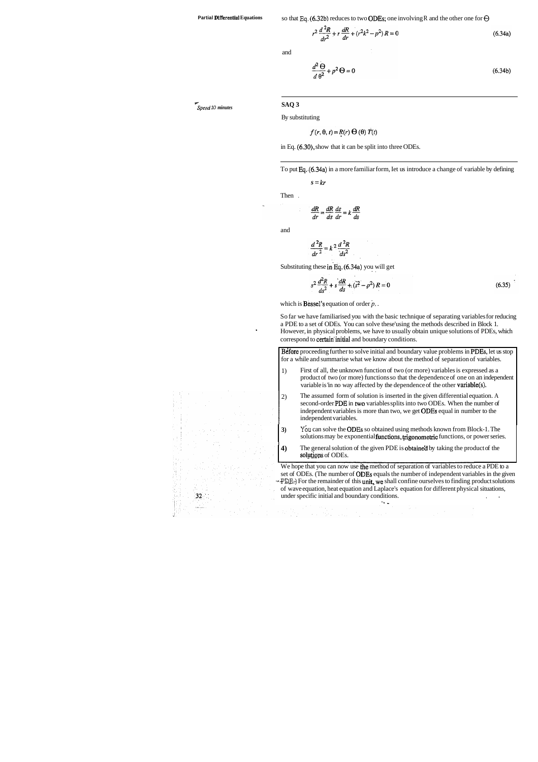so that Eq. (6.32b) reduces to two ODEs; one involving R and the other one for $\Theta$

$$r^2 \frac{d^2 R}{dr^2} + r \frac{dR}{dr} + (r^2 k^2 - p^2) R = 0 \tag{6.34a}$$

and

$$\frac{d^2 \Theta}{d \theta^2} + p^2 \Theta = 0 \tag{6.34b}$$

---

*Spend 10 minutes*

**SAQ 3**

By substituting

$$f(r, \theta, t) = R(r)\, \Theta(\theta)\, T(t)$$

in Eq. (6.30), show that it can be split into three ODEs.

---

To put Eq. (6.34a) in a more familiar form, let us introduce a change of variable by defining

$$s = kr$$

Then

$$\frac{dR}{dr} = \frac{dR}{ds}\frac{ds}{dr} = k\frac{dR}{ds}$$

and

$$\frac{d^2R}{dr^2} = k^2 \frac{d^2R}{ds^2}$$

Substituting these in Eq. (6.34a) you will get

$$s^2 \frac{d^2R}{ds^2} + s\frac{dR}{ds} + (s^2 - p^2) R = 0 \tag{6.35}$$

which is Bessel's equation of order $p$.

So far we have familiarised you with the basic technique of separating variables for reducing a PDE to a set of ODEs. You can solve these using the methods described in Block 1. However, in physical problems, we have to usually obtain unique solutions of PDEs, which correspond to certain initial and boundary conditions.

Before proceeding further to solve initial and boundary value problems in PDEs, let us stop for a while and summarise what we know about the method of separation of variables.

1) First of all, the unknown function of two (or more) variables is expressed as a product of two (or more) functions so that the dependence of one on an independent variable is in no way affected by the dependence of the other variable(s).
2) The assumed form of solution is inserted in the given differential equation. A second-order PDE in two variables splits into two ODEs. When the number of independent variables is more than two, we get ODEs equal in number to the independent variables.
3) You can solve the ODEs so obtained using methods known from Block-1. The solutions may be exponential functions, trigonometric functions, or power series.
4) The general solution of the given PDE is obtained by taking the product of the solutions of ODEs.

We hope that you can now use the method of separation of variables to reduce a PDE to a set of ODEs. (The number of ODEs equals the number of independent variables in the given PDE.) For the remainder of this unit, we shall confine ourselves to finding product solutions of wave equation, heat equation and Laplace's equation for different physical situations, under specific initial and boundary conditions.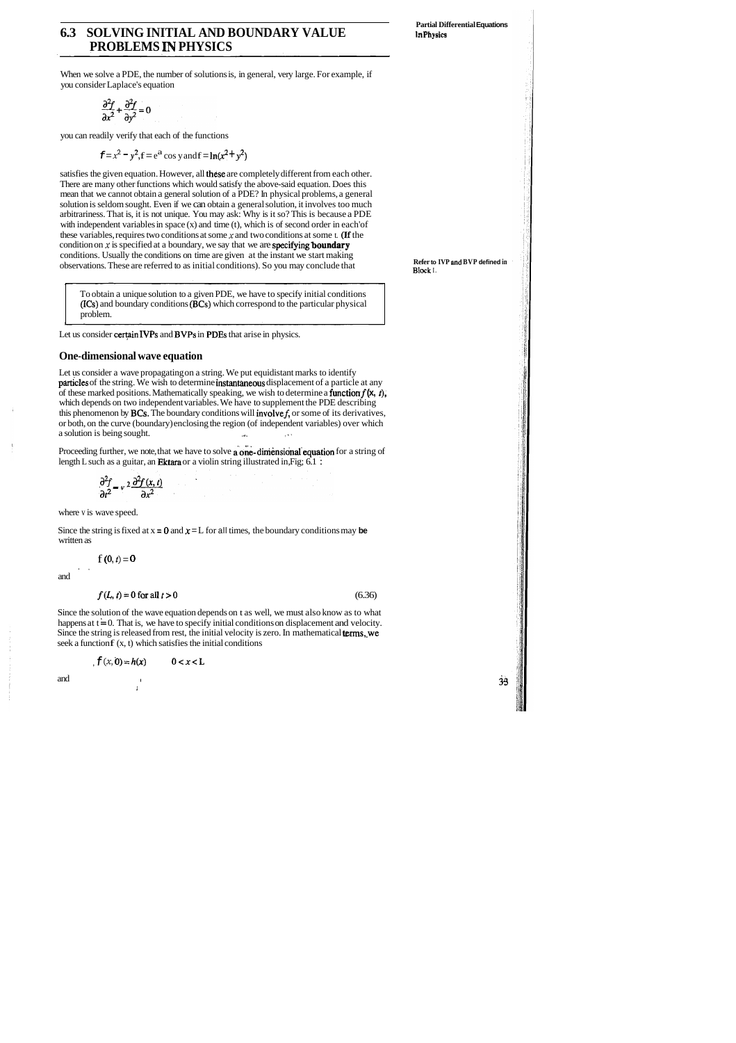## 6.3 SOLVING INITIAL AND BOUNDARY VALUE PROBLEMS IN PHYSICS

When we solve a PDE, the number of solutions is, in general, very large. For example, if you consider Laplace's equation

$$\frac{\partial^2 f}{\partial x^2} + \frac{\partial^2 f}{\partial y^2} = 0$$

you can readily verify that each of the functions

$$f = x^2 - y^2, f = e^{a} \cos y \text{ and } f = \ln(x^2 + y^2)$$

satisfies the given equation. However, all these are completely different from each other. There are many other functions which would satisfy the above-said equation. Does this mean that we cannot obtain a general solution of a PDE? In physical problems, a general solution is seldom sought. Even if we can obtain a general solution, it involves too much arbitrariness. That is, it is not unique. You may ask: Why is it so? This is because a PDE with independent variables in space (x) and time (t), which is of second order in each of these variables, requires two conditions at some $x$ and two conditions at some t. (If the condition on $x$ is specified at a boundary, we say that we are **specifying boundary** conditions. Usually the conditions on time are given at the instant we start making observations. These are referred to as initial conditions). So you may conclude that

Refer to IVP and BVP defined in Block 1.

> To obtain a unique solution to a given PDE, we have to specify initial conditions (ICs) and boundary conditions (BCs) which correspond to the particular physical problem.

Let us consider certain IVPs and BVPs in PDEs that arise in physics.

### One-dimensional wave equation

Let us consider a wave propagating on a string. We put equidistant marks to identify particles of the string. We wish to determine instantaneous displacement of a particle at any of these marked positions. Mathematically speaking, we wish to determine a function $f(x, t)$, which depends on two independent variables. We have to supplement the PDE describing this phenomenon by BCs. The boundary conditions will involve $f$, or some of its derivatives, or both, on the curve (boundary) enclosing the region (of independent variables) over which a solution is being sought.

Proceeding further, we note that we have to solve a one-dimensional equation for a string of length L such as a guitar, an Ektara or a violin string illustrated in Fig. 6.1 :

$$\frac{\partial^2 f}{\partial t^2} = v^2 \frac{\partial^2 f(x, t)}{\partial x^2}$$

where v is wave speed.

Since the string is fixed at x = 0 and $x$ = L for all times, the boundary conditions may be written as

$$f(0, t) = 0$$

and

$$f(L, t) = 0 \text{ for all } t > 0 \tag{6.36}$$

Since the solution of the wave equation depends on t as well, we must also know as to what happens at t = 0. That is, we have to specify initial conditions on displacement and velocity. Since the string is released from rest, the initial velocity is zero. In mathematical terms, we seek a function f (x, t) which satisfies the initial conditions

$$f(x, 0) = h(x) \qquad 0 < x < L$$

and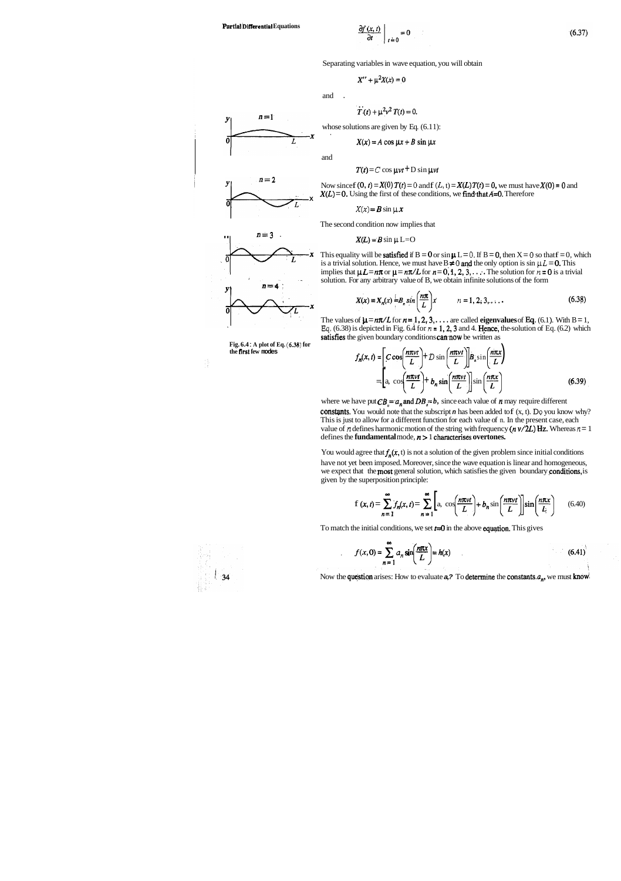$$\left.\frac{\partial f(x,t)}{\partial t}\right|_{t=0} = 0 \tag{6.37}$$

Separating variables in wave equation, you will obtain

$$X'' + \mu^2 X(x) = 0$$

and

$$\ddot{T}(t) + \mu^2 v^2 T(t) = 0.$$

whose solutions are given by Eq. (6.11):

$$X(x) = A \cos \mu x + B \sin \mu x$$

and

$$T(t) = C \cos \mu v t + D \sin \mu v t$$

Now since $f(0, t) = X(0)\,T(t) = 0$ and $f(L, t) = X(L)\,T(t) = 0$, we must have $X(0) = 0$ and $X(L) = 0$. Using the first of these conditions, we find that $A = 0$. Therefore

$$X(x) = B \sin \mu x$$

The second condition now implies that

$$X(L) = B \sin \mu L = 0$$

This equality will be satisfied if $B = 0$ or $\sin \mu L = 0$. If $B = 0$, then $X = 0$ so that $f = 0$, which is a trivial solution. Hence, we must have $B \neq 0$ and the only option is $\sin \mu L = 0$. This implies that $\mu L = n\pi$ or $\mu = n\pi/L$ for $n = 0, 1, 2, 3, \ldots$. The solution for $n = 0$ is a trivial solution. For any arbitrary value of B, we obtain infinite solutions of the form

$$X(x) = X_n(x) = B_n \sin\left(\frac{n\pi}{L}\right)x \qquad n = 1, 2, 3, \ldots \tag{6.38}$$

The values of $\mu = n\pi/L$ for $n = 1, 2, 3, \ldots$ are called **eigenvalues** of Eq. (6.1). With $B = 1$, Eq. (6.38) is depicted in Fig. 6.4 for $n = 1, 2, 3$ and 4. Hence, the solution of Eq. (6.2) which satisfies the given boundary conditions can now be written as

$$f_n(x,t) = \left[C \cos\left(\frac{n\pi v t}{L}\right) + D \sin\left(\frac{n\pi v t}{L}\right)\right] B_n \sin\left(\frac{n\pi x}{L}\right)$$

$$= \left[a_n \cos\left(\frac{n\pi v t}{L}\right) + b_n \sin\left(\frac{n\pi v t}{L}\right)\right] \sin\left(\frac{n\pi x}{L}\right) \tag{6.39}$$

**Fig. 6.4: A plot of Eq. (6.38) for the first few modes**

where we have put $CB_n = a_n$ and $DB_n = b_n$ since each value of $n$ may require different constants. You would note that the subscript $n$ has been added to $f(x, t)$. Do you know why? This is just to allow for a different function for each value of n. In the present case, each value of $n$ defines harmonic motion of the string with frequency $(n\,v/2L)$ Hz. Whereas $n = 1$ defines the **fundamental** mode, $n > 1$ characterises **overtones.**

You would agree that $f_n(x, t)$ is not a solution of the given problem since initial conditions have not yet been imposed. Moreover, since the wave equation is linear and homogeneous, we expect that the most general solution, which satisfies the given boundary conditions, is given by the superposition principle:

$$f(x,t) = \sum_{n=1}^{\infty} f_n(x,t) = \sum_{n=1}^{\infty}\left[a_n \cos\left(\frac{n\pi v t}{L}\right) + b_n \sin\left(\frac{n\pi v t}{L}\right)\right]\sin\left(\frac{n\pi x}{L}\right) \tag{6.40}$$

To match the initial conditions, we set $t = 0$ in the above equation. This gives

$$f(x,0) = \sum_{n=1}^{\infty} a_n \sin\left(\frac{n\pi x}{L}\right) = h(x) \tag{6.41}$$

Now the question arises: How to evaluate $a_n$? To determine the constants $a_n$, we must know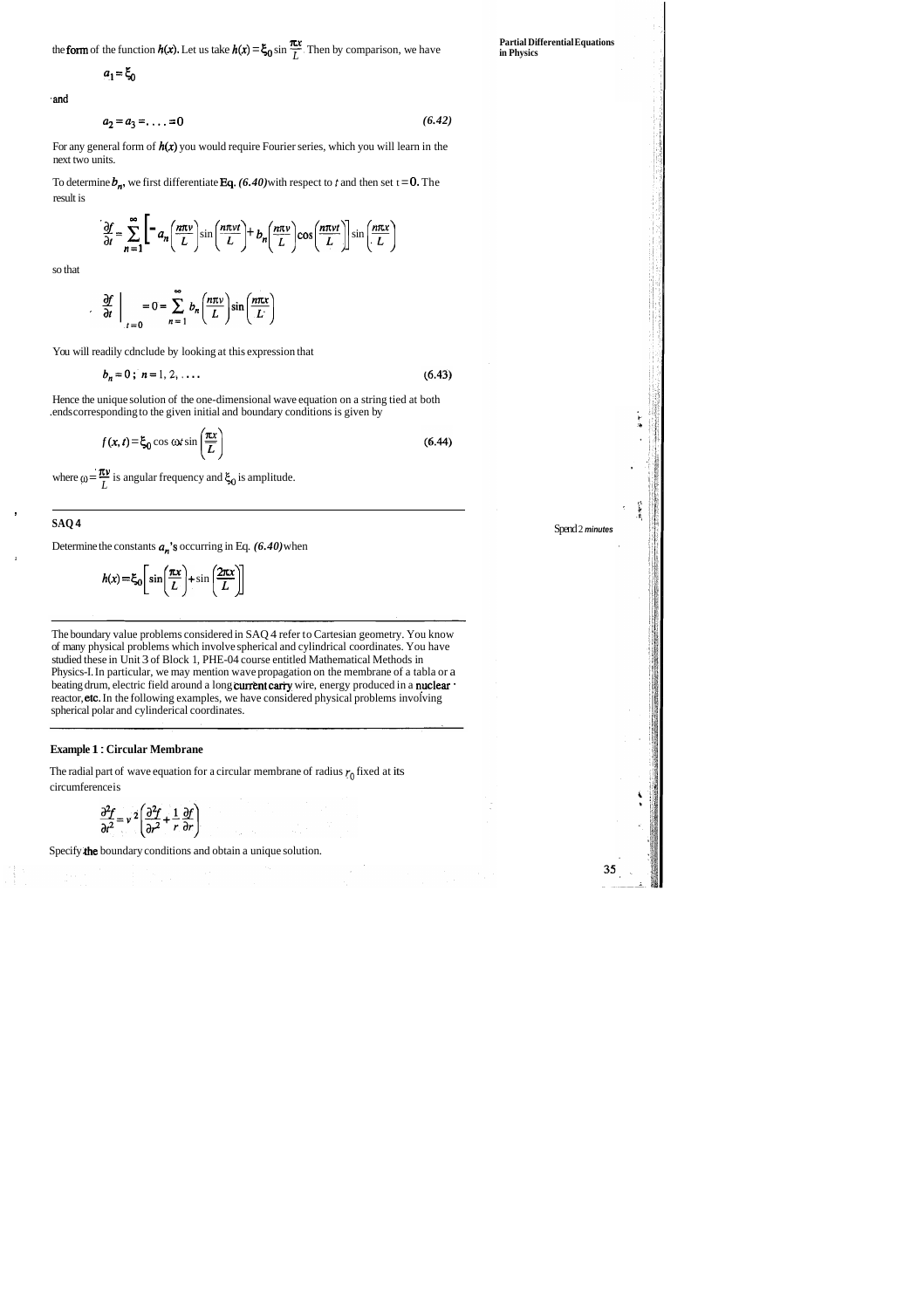the form of the function $h(x)$. Let us take $h(x) = \xi_0 \sin \frac{\pi x}{L}$ Then by comparison, we have

$$a_1 = \xi_0$$

and

$$a_2 = a_3 = \ldots = 0 \tag{6.42}$$

For any general form of $h(x)$ you would require Fourier series, which you will learn in the next two units.

To determine $b_n$, we first differentiate Eq. *(6.40)* with respect to $t$ and then set $t = 0$. The result is

$$\frac{\partial f}{\partial t} = \sum_{n=1}^{\infty} \left[ -a_n \left(\frac{n\pi v}{L}\right) \sin\left(\frac{n\pi vt}{L}\right) + b_n \left(\frac{n\pi v}{L}\right) \cos\left(\frac{n\pi vt}{L}\right) \right] \sin\left(\frac{n\pi x}{L}\right)$$

so that

$$\left.\frac{\partial f}{\partial t}\right|_{t=0} = 0 = \sum_{n=1}^{\infty} b_n \left(\frac{n\pi v}{L}\right) \sin\left(\frac{n\pi x}{L}\right)$$

You will readily conclude by looking at this expression that

$$b_n = 0\,;\; n = 1, 2, \ldots \tag{6.43}$$

Hence the unique solution of the one-dimensional wave equation on a string tied at both ends corresponding to the given initial and boundary conditions is given by

$$f(x, t) = \xi_0 \cos \omega t \sin\left(\frac{\pi x}{L}\right) \tag{6.44}$$

where $\omega = \frac{\pi v}{L}$ is angular frequency and $\xi_0$ is amplitude.

---

**SAQ 4**

*Spend 2 minutes*

Determine the constants $a_n$'s occurring in Eq. *(6.40)* when

$$h(x) = \xi_0 \left[ \sin\left(\frac{\pi x}{L}\right) + \sin\left(\frac{2\pi x}{L}\right) \right]$$

---

The boundary value problems considered in SAQ 4 refer to Cartesian geometry. You know of many physical problems which involve spherical and cylindrical coordinates. You have studied these in Unit 3 of Block 1, PHE-04 course entitled Mathematical Methods in Physics-I. In particular, we may mention wave propagation on the membrane of a tabla or a beating drum, electric field around a long current carry wire, energy produced in a nuclear reactor, etc. In the following examples, we have considered physical problems involving spherical polar and cylinderical coordinates.

---

**Example 1 : Circular Membrane**

The radial part of wave equation for a circular membrane of radius $r_0$ fixed at its circumference is

$$\frac{\partial^2 f}{\partial t^2} = v^2 \left( \frac{\partial^2 f}{\partial r^2} + \frac{1}{r} \frac{\partial f}{\partial r} \right)$$

Specify the boundary conditions and obtain a unique solution.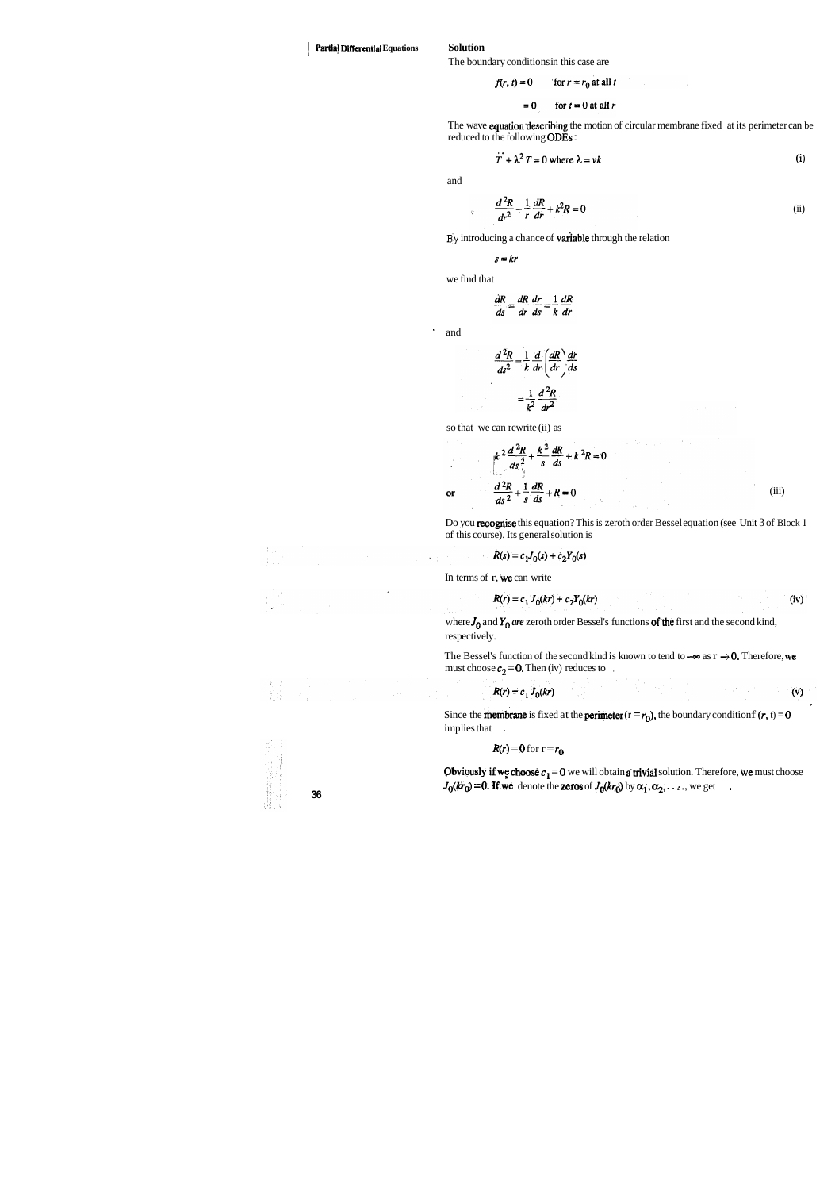**Solution**

The boundary conditions in this case are

$$f(r, t) = 0 \quad \text{for } r = r_0 \text{ at all } t$$

$$= 0 \quad \text{for } t = 0 \text{ at all } r$$

The wave equation describing the motion of circular membrane fixed at its perimeter can be reduced to the following ODEs :

$$\ddot{T} + \lambda^2 T = 0 \text{ where } \lambda = vk \tag{i}$$

and

$$\frac{d^2R}{dr^2} + \frac{1}{r}\frac{dR}{dr} + k^2 R = 0 \tag{ii}$$

By introducing a chance of variable through the relation

$$s = kr$$

we find that

$$\frac{dR}{ds} = \frac{dR}{dr}\frac{dr}{ds} = \frac{1}{k}\frac{dR}{dr}$$

and

$$\frac{d^2R}{ds^2} = \frac{1}{k}\frac{d}{dr}\left(\frac{dR}{dr}\right)\frac{dr}{ds}$$

$$= \frac{1}{k^2}\frac{d^2R}{dr^2}$$

so that we can rewrite (ii) as

$$k^2\frac{d^2R}{ds^2} + \frac{k^2}{s}\frac{dR}{ds} + k^2 R = 0$$

or
$$\frac{d^2R}{ds^2} + \frac{1}{s}\frac{dR}{ds} + R = 0 \tag{iii}$$

Do you recognise this equation? This is zeroth order Bessel equation (see Unit 3 of Block 1 of this course). Its general solution is

$$R(s) = c_1 J_0(s) + c_2 Y_0(s)$$

In terms of r, we can write

$$R(r) = c_1 J_0(kr) + c_2 Y_0(kr) \tag{iv}$$

where $J_0$ and $Y_0$ are zeroth order Bessel's functions of the first and the second kind, respectively.

The Bessel's function of the second kind is known to tend to $-\infty$ as $r \to 0$. Therefore, we must choose $c_2 = 0$. Then (iv) reduces to

$$R(r) = c_1 J_0(kr) \tag{v}$$

Since the membrane is fixed at the perimeter ($r = r_0$), the boundary condition $f(r, t) = 0$ implies that

$$R(r) = 0 \text{ for } r = r_0$$

Obviously if we choose $c_1 = 0$ we will obtain a trivial solution. Therefore, we must choose $J_0(kr_0) = 0$. If we denote the zeros of $J_0(kr_0)$ by $\alpha_1, \alpha_2, \ldots$, we get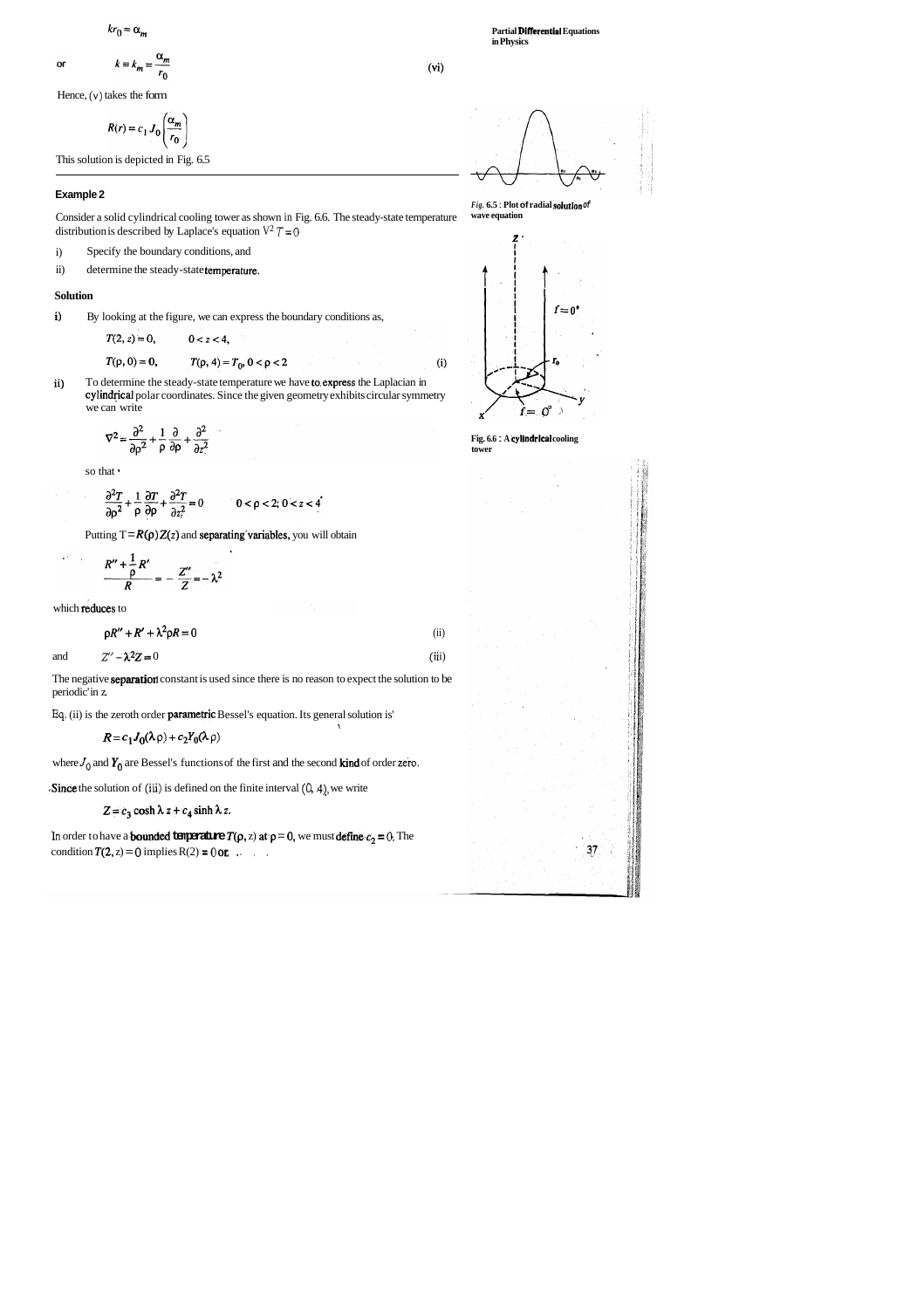$$kr_0 = \alpha_m$$

or $$k \equiv k_m = \frac{\alpha_m}{r_0} \qquad \text{(vi)}$$

Hence, (v) takes the form

$$R(r) = c_1 J_0\left(\frac{\alpha_m}{r_0}\right)$$

This solution is depicted in Fig. 6.5

Fig. 6.5 : Plot of radial solution of wave equation

### Example 2

Consider a solid cylindrical cooling tower as shown in Fig. 6.6. The steady-state temperature distribution is described by Laplace's equation $\nabla^2 T = 0$

i) Specify the boundary conditions, and

ii) determine the steady-state temperature.

Fig. 6.6 : A cylindrical cooling tower

**Solution**

i) By looking at the figure, we can express the boundary conditions as,

$$T(2, z) = 0, \qquad 0 < z < 4,$$

$$T(\rho, 0) = 0, \qquad T(\rho, 4) = T_0,\ 0 < \rho < 2 \qquad \text{(i)}$$

ii) To determine the steady-state temperature we have to express the Laplacian in cylindrical polar coordinates. Since the given geometry exhibits circular symmetry we can write

$$\nabla^2 = \frac{\partial^2}{\partial \rho^2} + \frac{1}{\rho}\frac{\partial}{\partial \rho} + \frac{\partial^2}{\partial z^2}$$

so that

$$\frac{\partial^2 T}{\partial \rho^2} + \frac{1}{\rho}\frac{\partial T}{\partial \rho} + \frac{\partial^2 T}{\partial z^2} = 0 \qquad 0 < \rho < 2;\ 0 < z < 4$$

Putting $T = R(\rho) Z(z)$ and separating variables, you will obtain

$$\frac{R'' + \frac{1}{\rho} R'}{R} = -\frac{Z''}{Z} = -\lambda^2$$

which reduces to

$$\rho R'' + R' + \lambda^2 \rho R = 0 \qquad \text{(ii)}$$

and $$Z'' - \lambda^2 Z = 0 \qquad \text{(iii)}$$

The negative separation constant is used since there is no reason to expect the solution to be periodic in z.

Eq. (ii) is the zeroth order parametric Bessel's equation. Its general solution is

$$R = c_1 J_0(\lambda \rho) + c_2 Y_0(\lambda \rho)$$

where $J_0$ and $Y_0$ are Bessel's functions of the first and the second kind of order zero.

Since the solution of (iii) is defined on the finite interval (0, 4), we write

$$Z = c_3 \cosh \lambda z + c_4 \sinh \lambda z.$$

In order to have a bounded temperature $T(\rho, z)$ at $\rho = 0$, we must define $c_2 = 0$. The condition $T(2, z) = 0$ implies $R(2) = 0$ or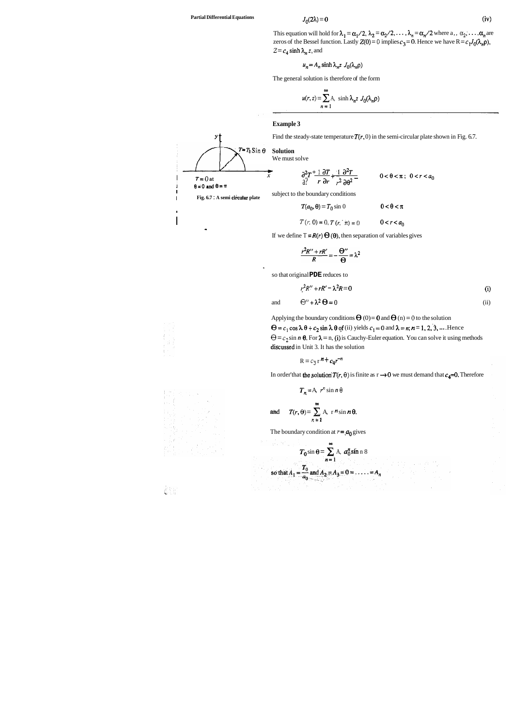$$J_0(2\lambda) = 0 \qquad \text{(iv)}$$

This equation will hold for $\lambda_1 = \alpha_1/2,\ \lambda_2 = \alpha_2/2, \ldots, \lambda_n = \alpha_n/2$ where $\alpha_1, \alpha_2, \ldots, \alpha_n$ are zeros of the Bessel function. Lastly $Z(0) = 0$ implies $c_3 = 0$. Hence we have $R = c_1 J_0(\lambda_n \rho)$, $Z = c_4 \sinh \lambda_n z$, and

$$u_n = A_n \sinh \lambda_n z \ J_0(\lambda_n \rho)$$

The general solution is therefore of the form

$$u(r, z) = \sum_{n=1}^{\infty} A_n \sinh \lambda_n z \ J_0(\lambda_n \rho)$$

### Example 3

Find the steady-state temperature $T(r, \theta)$ in the semi-circular plate shown in Fig. 6.7.

$T = T_0 \sin \theta$

$T = 0$ at $\theta = 0$ and $\theta = \pi$

Fig. 6.7 : A semi circular plate

**Solution**

We must solve

$$\frac{\partial^2 T}{\partial r^2} + \frac{1}{r}\frac{\partial T}{\partial r} + \frac{1}{r^2}\frac{\partial^2 T}{\partial \theta^2} = 0 \qquad 0 < \theta < \pi;\ 0 < r < a_0$$

subject to the boundary conditions

$$T(a_0, \theta) = T_0 \sin \theta \qquad 0 < \theta < \pi$$

$$T(r, 0) = 0,\ T(r, \pi) = 0 \qquad 0 < r < a_0$$

If we define $T = R(r)\,\Theta(\theta)$, then separation of variables gives

$$\frac{r^2 R'' + rR'}{R} = -\frac{\Theta''}{\Theta} = \lambda^2$$

so that original **PDE** reduces to

$$r^2 R'' + rR' - \lambda^2 R = 0 \qquad \text{(i)}$$

and

$$\Theta'' + \lambda^2 \Theta = 0 \qquad \text{(ii)}$$

Applying the boundary conditions $\Theta(0) = 0$ and $\Theta(\pi) = 0$ to the solution $\Theta = c_1 \cos \lambda\theta + c_2 \sin \lambda\theta$ of (ii) yields $c_1 = 0$ and $\lambda = n;\ n = 1, 2, 3, \ldots$. Hence $\Theta = c_2 \sin n\theta$. For $\lambda = n$, (i) is Cauchy-Euler equation. You can solve it using methods discussed in Unit 3. It has the solution

$$R = c_3 r^n + c_4 r^{-n}$$

In order that the solution $T(r, \theta)$ is finite as $r \to 0$ we must demand that $c_4 = 0$. Therefore

$$T_n = A_n r^n \sin n\theta$$

and

$$T(r, \theta) = \sum_{n=1}^{\infty} A_n r^n \sin n\theta.$$

The boundary condition at $r = a_0$ gives

$$T_0 \sin \theta = \sum_{n=1}^{\infty} A_n a_0^n \sin n\theta$$

so that $A_1 = \dfrac{T_0}{a_0}$ and $A_2 = A_3 = 0 = \ldots = A_n$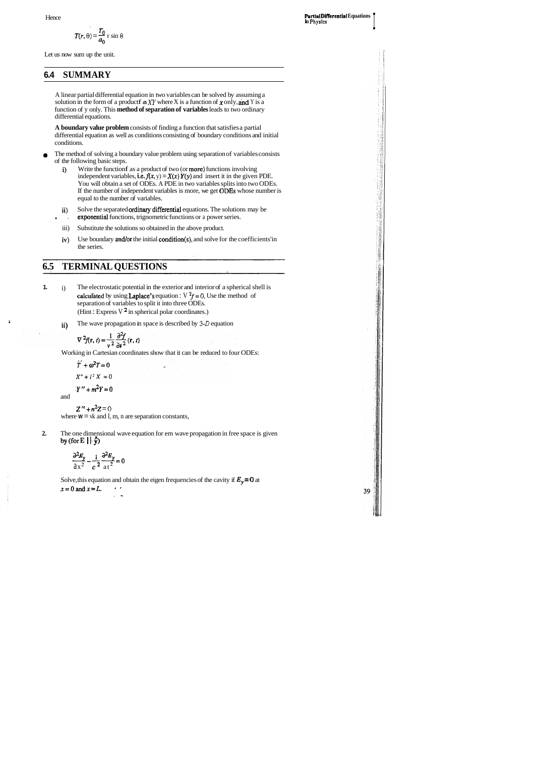Hence

$$T(r, \theta) = \frac{T_0}{a_0} r \sin \theta$$

Let us now sum up the unit.

## 6.4 SUMMARY

A linear partial differential equation in two variables can be solved by assuming a solution in the form of a product $f = XY$ where X is a function of $x$ only, and Y is a function of y only. This **method of separation of variables** leads to two ordinary differential equations.

**A boundary value problem** consists of finding a function that satisfies a partial differential equation as well as conditions consisting of boundary conditions and initial conditions.

- The method of solving a boundary value problem using separation of variables consists of the following basic steps.
  - i) Write the function $f$ as a product of two (or more) functions involving independent variables, **i.e.** $f(x, y) = X(x) Y(y)$ and insert it in the given PDE. You will obtain a set of ODEs. A PDE in two variables splits into two ODEs. If the number of independent variables is more, we get ODEs whose number is equal to the number of variables.
  - ii) Solve the separated ordinary differential equations. The solutions may be exponential functions, trignometric functions or a power series.
  - iii) Substitute the solutions so obtained in the above product.
  - iv) Use boundary and/or the initial condition(s), and solve for the coefficients in the series.

## 6.5 TERMINAL QUESTIONS

1. i) The electrostatic potential in the exterior and interior of a spherical shell is calculated by using Laplace's equation : $\nabla^2 f = 0$. Use the method of separation of variables to split it into three ODEs.
   (Hint : Express $\nabla^2$ in spherical polar coordinates.)

   ii) The wave propagation in space is described by 3-D equation

$$\nabla^2 f(\mathbf{r}, t) = \frac{1}{v^2} \frac{\partial^2 f}{\partial t^2} (\mathbf{r}, t)$$

Working in Cartesian coordinates show that it can be reduced to four ODEs:

$$\ddot{T} + \omega^2 T = 0$$

$$X'' + l^2 X = 0$$

$$Y'' + m^2 Y = 0$$

and

$$Z'' + n^2 Z = 0$$

where $w = vk$ and l, m, n are separation constants,

2. The one dimensional wave equation for em wave propagation in free space is given by (for $E \parallel \hat{y}$)

$$\frac{\partial^2 E_y}{\partial x^2} - \frac{1}{c^2} \frac{\partial^2 E_y}{\partial t^2} = 0$$

Solve this equation and obtain the eigen frequencies of the cavity if $E_y = 0$ at $x = 0$ and $x = L$.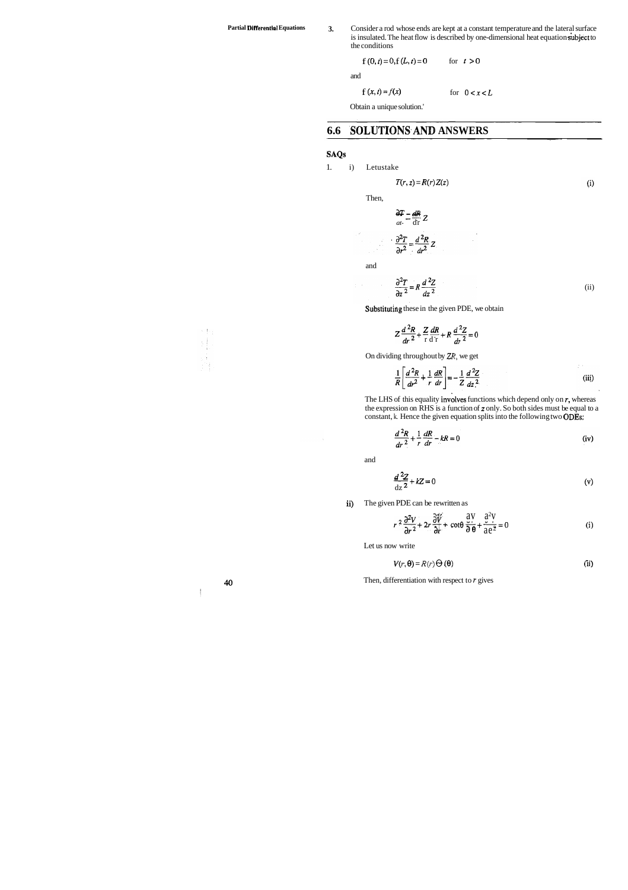3. Consider a rod whose ends are kept at a constant temperature and the lateral surface is insulated. The heat flow is described by one-dimensional heat equation subject to the conditions

$$f(0,t) = 0, f(L,t) = 0 \qquad \text{for} \quad t > 0$$

and

$$f(x,t) = f(x) \qquad \text{for} \quad 0 < x < L$$

Obtain a unique solution.'

## 6.6 SOLUTIONS AND ANSWERS

### SAQs

1. i) Let us take

$$T(r,z) = R(r)Z(z) \tag{i}$$

Then,

$$\frac{\partial T}{\partial r} = \frac{dR}{dr} Z$$

$$\frac{\partial^2 T}{\partial r^2} = \frac{d^2 R}{dr^2} Z$$

and

$$\frac{\partial^2 T}{\partial z^2} = R \frac{d^2 Z}{dz^2} \tag{ii}$$

Substituting these in the given PDE, we obtain

$$Z \frac{d^2 R}{dr^2} + \frac{Z}{r} \frac{dR}{dr} + R \frac{d^2 Z}{dz^2} = 0$$

On dividing throughout by $ZR$, we get

$$\frac{1}{R}\left[\frac{d^2 R}{dr^2} + \frac{1}{r}\frac{dR}{dr}\right] = -\frac{1}{Z}\frac{d^2 Z}{dz^2} \tag{iii}$$

The LHS of this equality involves functions which depend only on $r$, whereas the expression on RHS is a function of $z$ only. So both sides must be equal to a constant, k. Hence the given equation splits into the following two ODEs:

$$\frac{d^2 R}{dr^2} + \frac{1}{r}\frac{dR}{dr} - kR = 0 \tag{iv}$$

and

$$\frac{d^2 Z}{dz^2} + kZ = 0 \tag{v}$$

ii) The given PDE can be rewritten as

$$r^2 \frac{\partial^2 V}{\partial r^2} + 2r \frac{\partial V}{\partial r} + \cot\theta \frac{\partial V}{\partial \theta} + \frac{\partial^2 V}{\partial \theta^2} = 0 \tag{i}$$

Let us now write

$$V(r,\theta) = R(r)\Theta(\theta) \tag{ii}$$

Then, differentiation with respect to $r$ gives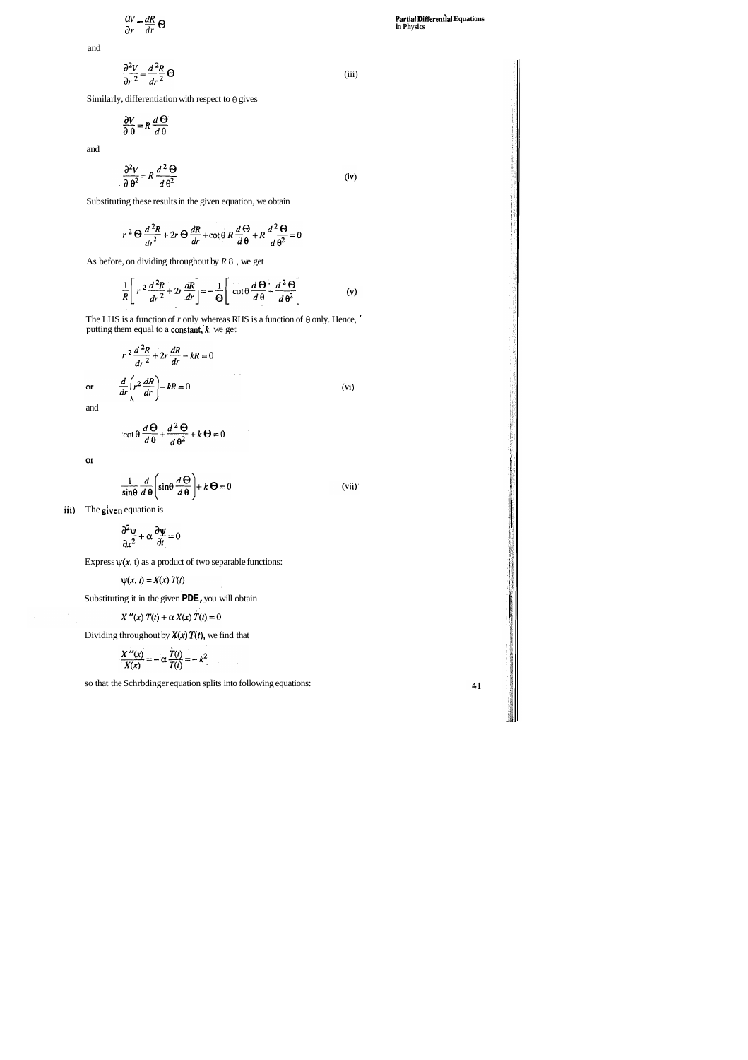$$\frac{\partial V}{\partial r} = \frac{dR}{dr}\Theta$$

and

$$\frac{\partial^2 V}{\partial r^2} = \frac{d^2 R}{dr^2}\Theta \qquad \text{(iii)}$$

Similarly, differentiation with respect to $\theta$ gives

$$\frac{\partial V}{\partial \theta} = R\frac{d\Theta}{d\theta}$$

and

$$\frac{\partial^2 V}{\partial \theta^2} = R\frac{d^2\Theta}{d\theta^2} \qquad \text{(iv)}$$

Substituting these results in the given equation, we obtain

$$r^2\Theta\frac{d^2R}{dr^2} + 2r\Theta\frac{dR}{dr} + \cot\theta\, R\frac{d\Theta}{d\theta} + R\frac{d^2\Theta}{d\theta^2} = 0$$

As before, on dividing throughout by $R\Theta$, we get

$$\frac{1}{R}\left[r^2\frac{d^2R}{dr^2} + 2r\frac{dR}{dr}\right] = -\frac{1}{\Theta}\left[\cot\theta\frac{d\Theta}{d\theta} + \frac{d^2\Theta}{d\theta^2}\right] \qquad \text{(v)}$$

The LHS is a function of $r$ only whereas RHS is a function of $\theta$ only. Hence, putting them equal to a constant, $k$, we get

$$r^2\frac{d^2R}{dr^2} + 2r\frac{dR}{dr} - kR = 0$$

or

$$\frac{d}{dr}\left(r^2\frac{dR}{dr}\right) - kR = 0 \qquad \text{(vi)}$$

and

$$\cot\theta\frac{d\Theta}{d\theta} + \frac{d^2\Theta}{d\theta^2} + k\Theta = 0$$

or

$$\frac{1}{\sin\theta}\frac{d}{d\theta}\left(\sin\theta\frac{d\Theta}{d\theta}\right) + k\Theta = 0 \qquad \text{(vii)}$$

**iii)** The given equation is

$$\frac{\partial^2\psi}{\partial x^2} + \alpha\frac{\partial\psi}{\partial t} = 0$$

Express $\psi(x, t)$ as a product of two separable functions:

$$\psi(x, t) = X(x)\,T(t)$$

Substituting it in the given **PDE**, you will obtain

$$X''(x)\,T(t) + \alpha X(x)\,\dot{T}(t) = 0$$

Dividing throughout by $X(x)\,T(t)$, we find that

$$\frac{X''(x)}{X(x)} = -\alpha\frac{\dot{T}(t)}{T(t)} = -k^2$$

so that the Schrbdinger equation splits into following equations: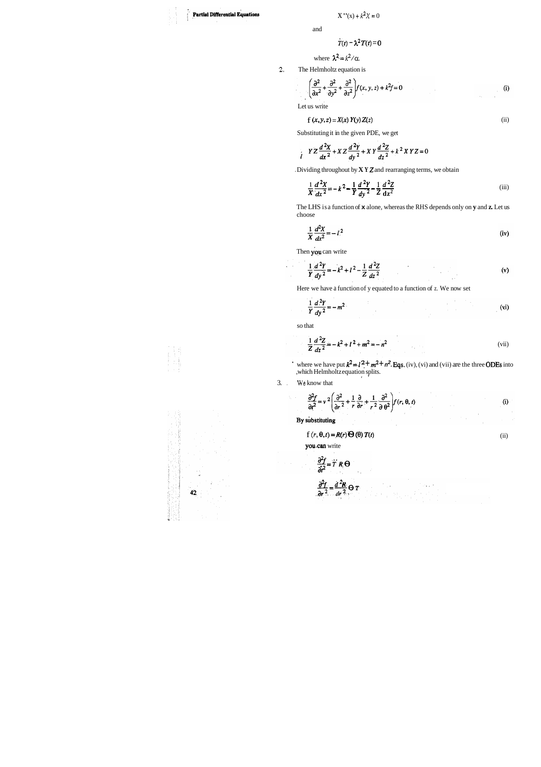$$X''(x) + k^2 X = 0$$

and

$$\dot{T}(t) - \lambda^2 T(t) = 0$$

where $\lambda^2 = k^2/\alpha$.

2. The Helmholtz equation is

$$\left(\frac{\partial^2}{\partial x^2} + \frac{\partial^2}{\partial y^2} + \frac{\partial^2}{\partial z^2}\right) f(x, y, z) + k^2 f = 0 \tag{i}$$

Let us write

$$f(x, y, z) = X(x)\, Y(y)\, Z(z) \tag{ii}$$

Substituting it in the given PDE, we get

$$YZ\frac{d^2X}{dx^2} + XZ\frac{d^2Y}{dy^2} + XY\frac{d^2Z}{dz^2} + k^2 XYZ = 0$$

Dividing throughout by $XYZ$ and rearranging terms, we obtain

$$\frac{1}{X}\frac{d^2X}{dx^2} = -k^2 - \frac{1}{Y}\frac{d^2Y}{dy^2} - \frac{1}{Z}\frac{d^2Z}{dz^2} \tag{iii}$$

The LHS is a function of **x** alone, whereas the RHS depends only on **y** and **z**. Let us choose

$$\frac{1}{X}\frac{d^2X}{dx^2} = -l^2 \tag{iv}$$

Then you can write

$$\frac{1}{Y}\frac{d^2Y}{dy^2} = -k^2 + l^2 - \frac{1}{Z}\frac{d^2Z}{dz^2} \tag{v}$$

Here we have a function of y equated to a function of z. We now set

$$\frac{1}{Y}\frac{d^2Y}{dy^2} = -m^2 \tag{vi}$$

so that

$$\frac{1}{Z}\frac{d^2Z}{dz^2} = -k^2 + l^2 + m^2 = -n^2 \tag{vii}$$

where we have put $k^2 = l^2 + m^2 + n^2$. Eqs. (iv), (vi) and (vii) are the three ODEs into which Helmholtz equation splits.

3. We know that

$$\frac{\partial^2 f}{\partial t^2} = v^2\left(\frac{\partial^2}{\partial r^2} + \frac{1}{r}\frac{\partial}{\partial r} + \frac{1}{r^2}\frac{\partial^2}{\partial \theta^2}\right) f(r, \theta, t) \tag{i}$$

**By substituting**

$$f(r, \theta, t) = R(r)\, \Theta(\theta)\, T(t) \tag{ii}$$

you can write

$$\frac{\partial^2 f}{\partial t^2} = \ddot{T}\, R\, \Theta$$

$$\frac{\partial^2 f}{\partial r^2} = \frac{d^2R}{dr^2}\Theta T$$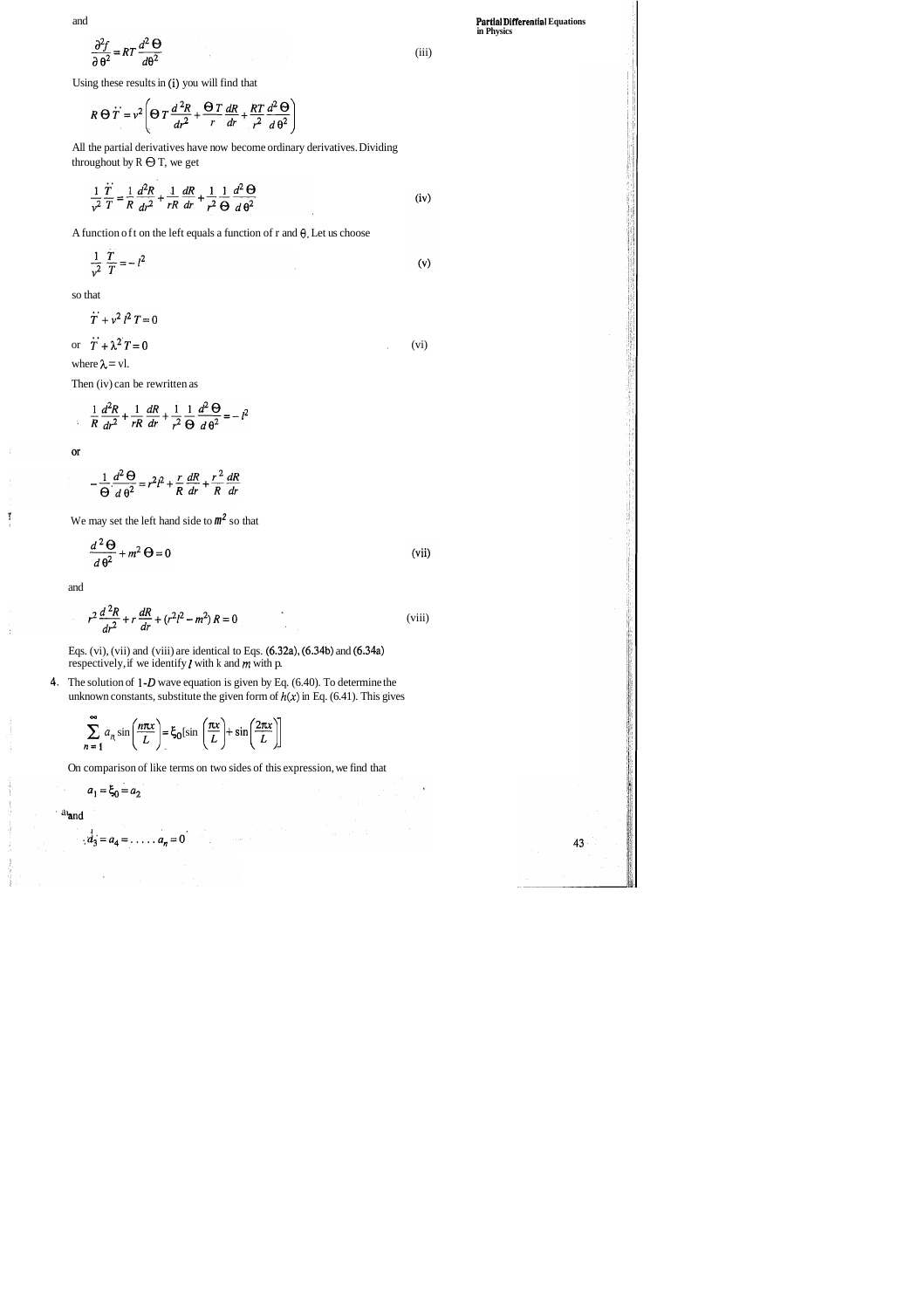and

$$\frac{\partial^2 f}{\partial \theta^2} = RT \frac{d^2 \Theta}{d\theta^2} \tag{iii}$$

Using these results in (i) you will find that

$$R \Theta \ddot{T} = v^2 \left( \Theta T \frac{d^2 R}{dr^2} + \frac{\Theta T}{r} \frac{dR}{dr} + \frac{RT}{r^2} \frac{d^2 \Theta}{d\theta^2} \right)$$

All the partial derivatives have now become ordinary derivatives. Dividing throughout by R $\Theta$ T, we get

$$\frac{1}{v^2} \frac{\ddot{T}}{T} = \frac{1}{R} \frac{d^2 R}{dr^2} + \frac{1}{rR} \frac{dR}{dr} + \frac{1}{r^2} \frac{1}{\Theta} \frac{d^2 \Theta}{d\theta^2} \tag{iv}$$

A function of t on the left equals a function of r and $\theta$. Let us choose

$$\frac{1}{v^2} \frac{\ddot{T}}{T} = -l^2 \tag{v}$$

so that

$$\ddot{T} + v^2 l^2 T = 0$$

or $\ddot{T} + \lambda^2 T = 0$ (vi)

where $\lambda = vl$.

Then (iv) can be rewritten as

$$\frac{1}{R} \frac{d^2 R}{dr^2} + \frac{1}{rR} \frac{dR}{dr} + \frac{1}{r^2} \frac{1}{\Theta} \frac{d^2 \Theta}{d\theta^2} = -l^2$$

or

$$-\frac{1}{\Theta} \frac{d^2 \Theta}{d\theta^2} = r^2 l^2 + \frac{r}{R} \frac{dR}{dr} + \frac{r^2}{R} \frac{dR}{dr}$$

We may set the left hand side to $m^2$ so that

$$\frac{d^2 \Theta}{d\theta^2} + m^2 \Theta = 0 \tag{vii}$$

and

$$r^2 \frac{d^2 R}{dr^2} + r \frac{dR}{dr} + (r^2 l^2 - m^2) R = 0 \tag{viii}$$

Eqs. (vi), (vii) and (viii) are identical to Eqs. (6.32a), (6.34b) and (6.34a) respectively, if we identify $l$ with k and $m$ with p.

4. The solution of 1-*D* wave equation is given by Eq. (6.40). To determine the unknown constants, substitute the given form of $h(x)$ in Eq. (6.41). This gives

$$\sum_{n=1}^{\infty} a_n \sin\left(\frac{n\pi x}{L}\right) = \xi_0 \left[\sin\left(\frac{\pi x}{L}\right) + \sin\left(\frac{2\pi x}{L}\right)\right]$$

On comparison of like terms on two sides of this expression, we find that

$$a_1 = \xi_0 = a_2$$

and

$$a_3 = a_4 = \ldots\ldots a_n = 0$$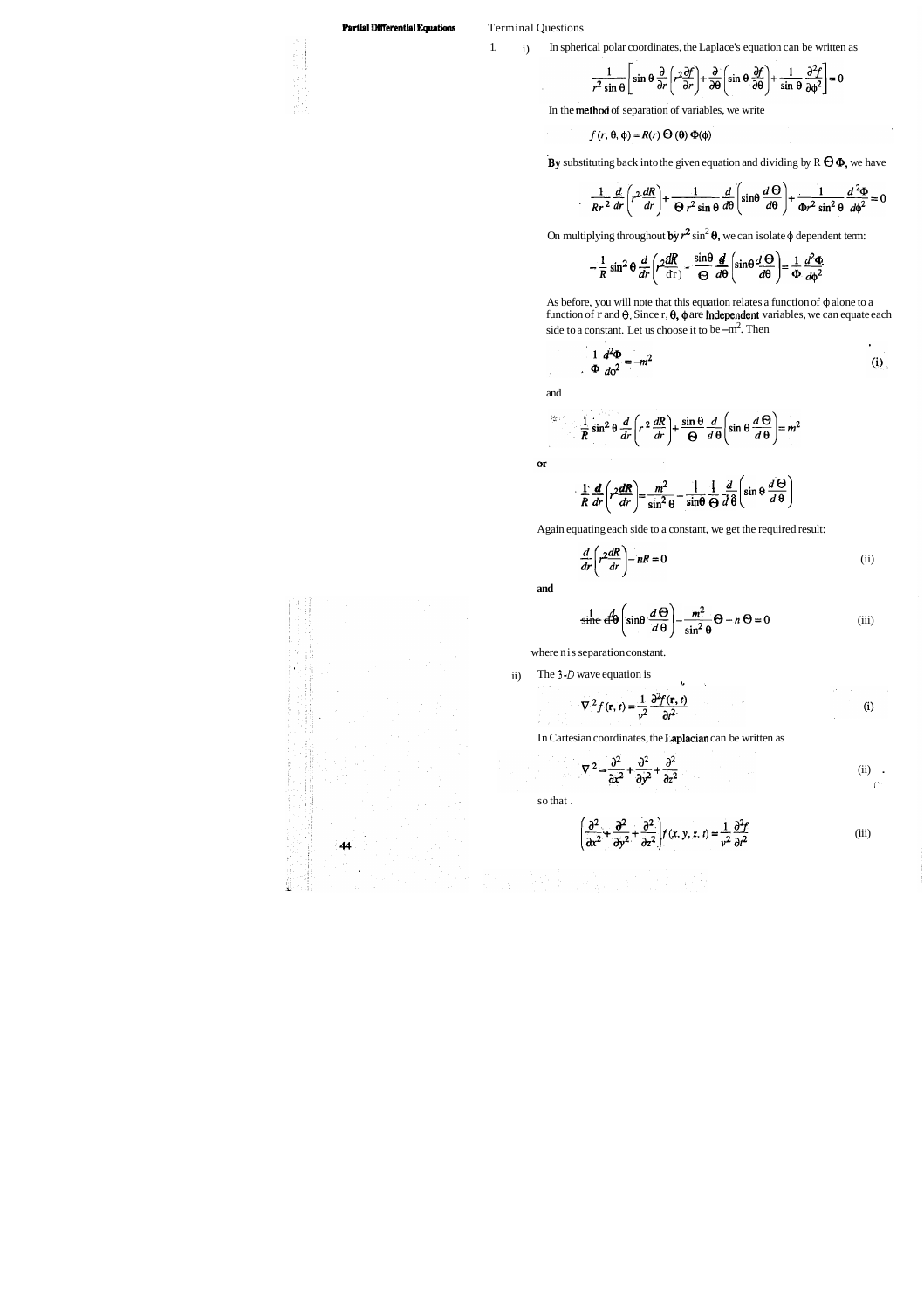## Terminal Questions

1. i) In spherical polar coordinates, the Laplace's equation can be written as

$$\frac{1}{r^2 \sin\theta}\left[\sin\theta \frac{\partial}{\partial r}\left(r^2 \frac{\partial f}{\partial r}\right) + \frac{\partial}{\partial \theta}\left(\sin\theta \frac{\partial f}{\partial \theta}\right) + \frac{1}{\sin\theta}\frac{\partial^2 f}{\partial \phi^2}\right] = 0$$

In the method of separation of variables, we write

$$f(r, \theta, \phi) = R(r)\,\Theta(\theta)\,\Phi(\phi)$$

By substituting back into the given equation and dividing by $R\,\Theta\,\Phi$, we have

$$\frac{1}{Rr^2}\frac{d}{dr}\left(r^2 \frac{dR}{dr}\right) + \frac{1}{\Theta\, r^2 \sin\theta}\frac{d}{d\theta}\left(\sin\theta \frac{d\Theta}{d\theta}\right) + \frac{1}{\Phi r^2 \sin^2\theta}\frac{d^2\Phi}{d\phi^2} = 0$$

On multiplying throughout by $r^2 \sin^2\theta$, we can isolate $\phi$ dependent term:

$$-\frac{1}{R}\sin^2\theta \frac{d}{dr}\left(r^2 \frac{dR}{dr}\right) - \frac{\sin\theta}{\Theta}\frac{d}{d\theta}\left(\sin\theta \frac{d\Theta}{d\theta}\right) = \frac{1}{\Phi}\frac{d^2\Phi}{d\phi^2}$$

As before, you will note that this equation relates a function of $\phi$ alone to a function of r and $\theta$. Since r, $\theta$, $\phi$ are independent variables, we can equate each side to a constant. Let us choose it to be $-m^2$. Then

$$\frac{1}{\Phi}\frac{d^2\Phi}{d\phi^2} = -m^2 \qquad \text{(i)}$$

and

$$\frac{1}{R}\sin^2\theta \frac{d}{dr}\left(r^2 \frac{dR}{dr}\right) + \frac{\sin\theta}{\Theta}\frac{d}{d\theta}\left(\sin\theta \frac{d\Theta}{d\theta}\right) = m^2$$

or

$$\frac{1}{R}\frac{d}{dr}\left(r^2 \frac{dR}{dr}\right) = \frac{m^2}{\sin^2\theta} - \frac{1}{\sin\theta}\frac{1}{\Theta}\frac{d}{d\theta}\left(\sin\theta \frac{d\Theta}{d\theta}\right)$$

Again equating each side to a constant, we get the required result:

$$\frac{d}{dr}\left(r^2 \frac{dR}{dr}\right) - nR = 0 \qquad \text{(ii)}$$

and

$$\frac{1}{\sin\theta}\frac{d}{d\theta}\left(\sin\theta \frac{d\Theta}{d\theta}\right) - \frac{m^2}{\sin^2\theta}\Theta + n\,\Theta = 0 \qquad \text{(iii)}$$

where n is separation constant.

ii) The 3-*D* wave equation is

$$\nabla^2 f(\mathbf{r}, t) = \frac{1}{v^2}\frac{\partial^2 f(\mathbf{r}, t)}{\partial t^2} \qquad \text{(i)}$$

In Cartesian coordinates, the Laplacian can be written as

$$\nabla^2 = \frac{\partial^2}{\partial x^2} + \frac{\partial^2}{\partial y^2} + \frac{\partial^2}{\partial z^2} \qquad \text{(ii)}$$

so that

$$\left(\frac{\partial^2}{\partial x^2} + \frac{\partial^2}{\partial y^2} + \frac{\partial^2}{\partial z^2}\right) f(x, y, z, t) = \frac{1}{v^2}\frac{\partial^2 f}{\partial t^2} \qquad \text{(iii)}$$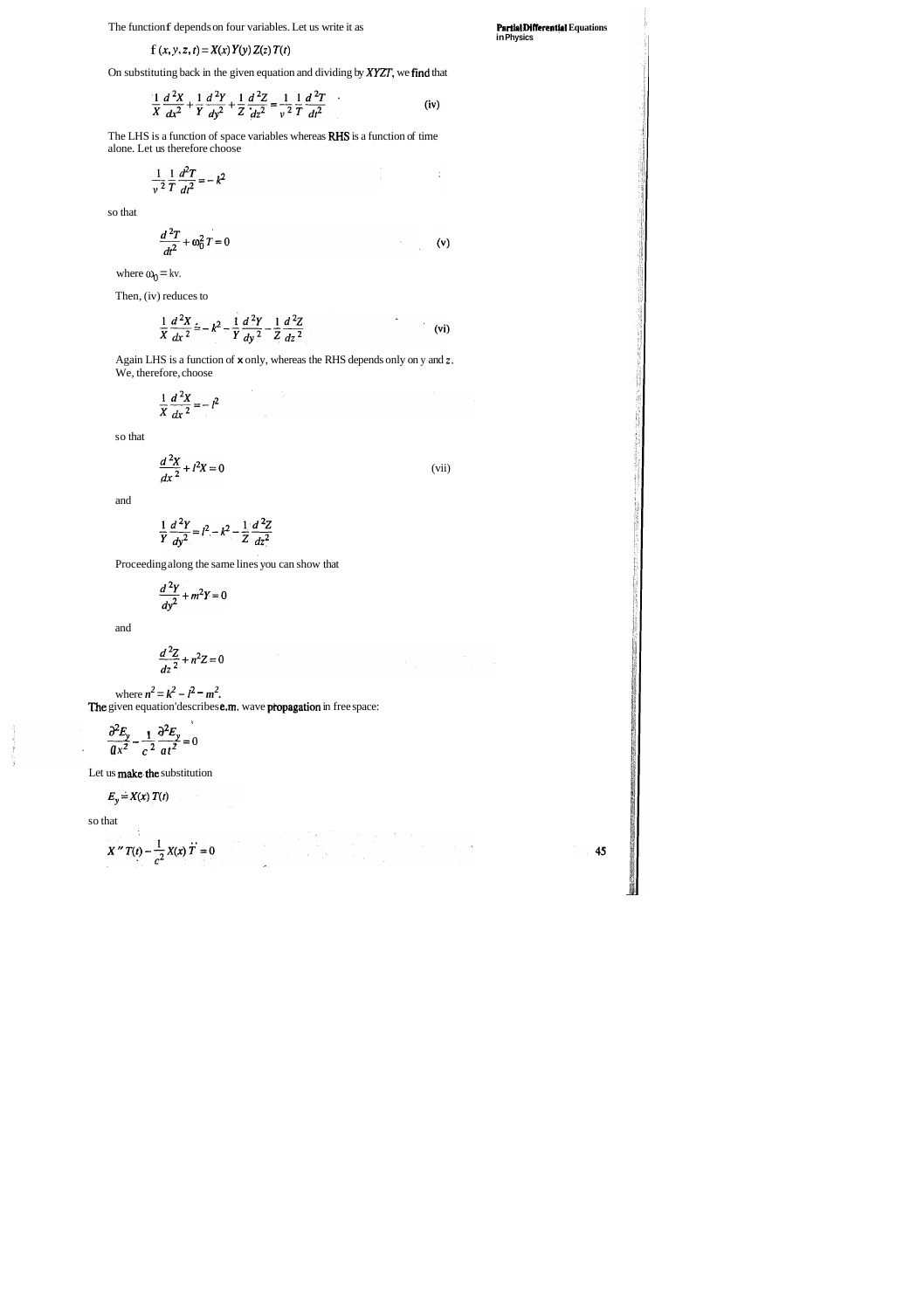The function f depends on four variables. Let us write it as

$$f(x, y, z, t) = X(x)\,Y(y)\,Z(z)\,T(t)$$

On substituting back in the given equation and dividing by $XYZT$, we find that

$$\frac{1}{X}\frac{d^2X}{dx^2} + \frac{1}{Y}\frac{d^2Y}{dy^2} + \frac{1}{Z}\frac{d^2Z}{dz^2} = \frac{1}{v^2}\frac{1}{T}\frac{d^2T}{dt^2} \qquad \text{(iv)}$$

The LHS is a function of space variables whereas RHS is a function of time alone. Let us therefore choose

$$\frac{1}{v^2}\frac{1}{T}\frac{d^2T}{dt^2} = -k^2$$

so that

$$\frac{d^2T}{dt^2} + \omega_0^2 T = 0 \qquad \text{(v)}$$

where $\omega_0 = kv$.

Then, (iv) reduces to

$$\frac{1}{X}\frac{d^2X}{dx^2} = -k^2 - \frac{1}{Y}\frac{d^2Y}{dy^2} - \frac{1}{Z}\frac{d^2Z}{dz^2} \qquad \text{(vi)}$$

Again LHS is a function of x only, whereas the RHS depends only on y and z. We, therefore, choose

$$\frac{1}{X}\frac{d^2X}{dx^2} = -l^2$$

so that

$$\frac{d^2X}{dx^2} + l^2 X = 0 \qquad \text{(vii)}$$

and

$$\frac{1}{Y}\frac{d^2Y}{dy^2} = l^2 - k^2 - \frac{1}{Z}\frac{d^2Z}{dz^2}$$

Proceeding along the same lines you can show that

$$\frac{d^2Y}{dy^2} + m^2 Y = 0$$

and

$$\frac{d^2Z}{dz^2} + n^2 Z = 0$$

where $n^2 = k^2 - l^2 - m^2$.

The given equation describes e.m. wave propagation in free space:

$$\frac{\partial^2 E_y}{\partial x^2} - \frac{1}{c^2}\frac{\partial^2 E_y}{\partial t^2} = 0$$

Let us make the substitution

$$E_y = X(x)\,T(t)$$

so that

$$X''\,T(t) - \frac{1}{c^2}X(x)\,\ddot{T} = 0$$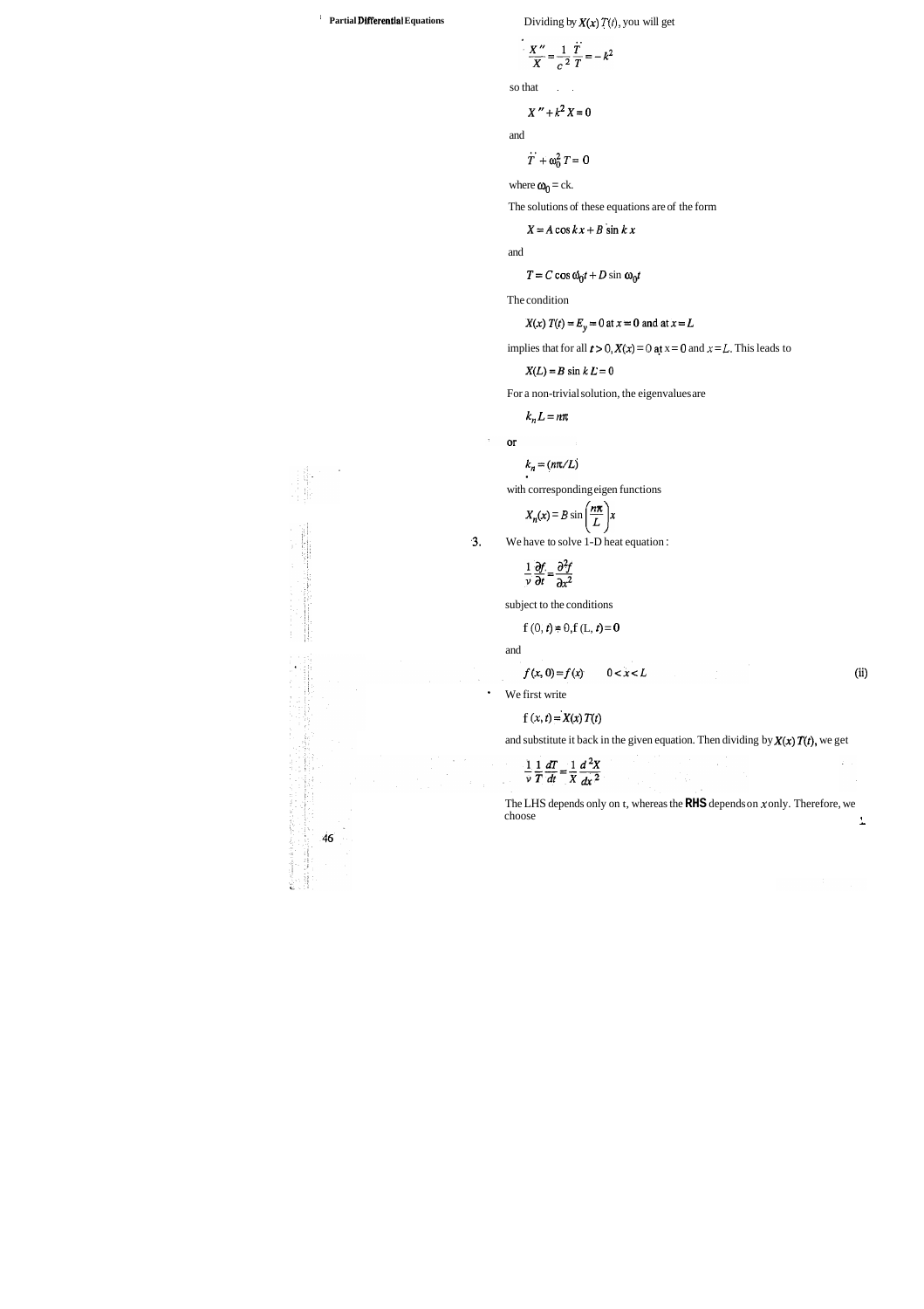Dividing by $X(x)\,T(t)$, you will get

$$\frac{X''}{X} = \frac{1}{c^2}\frac{\ddot{T}}{T} = -k^2$$

so that

$$X'' + k^2 X = 0$$

and

$$\ddot{T} + \omega_0^2 T = 0$$

where $\omega_0 = ck$.

The solutions of these equations are of the form

$$X = A\cos kx + B\sin kx$$

and

$$T = C\cos\omega_0 t + D\sin\omega_0 t$$

The condition

$$X(x)\,T(t) = E_y = 0 \text{ at } x = 0 \text{ and at } x = L$$

implies that for all $t > 0$, $X(x) = 0$ at $x = 0$ and $x = L$. This leads to

$$X(L) = B\sin kL = 0$$

For a non-trivial solution, the eigenvalues are

$$k_n L = n\pi$$

or

$$k_n = (n\pi/L)$$

with corresponding eigen functions

$$X_n(x) = B\sin\left(\frac{n\pi}{L}\right)x$$

3. We have to solve 1-D heat equation :

$$\frac{1}{\nu}\frac{\partial f}{\partial t} = \frac{\partial^2 f}{\partial x^2}$$

subject to the conditions

$$f(0, t) = 0, f(L, t) = 0$$

and

$$f(x, 0) = f(x) \qquad 0 < x < L \tag{ii}$$

We first write

$$f(x, t) = X(x)\,T(t)$$

and substitute it back in the given equation. Then dividing by $X(x)\,T(t)$, we get

$$\frac{1}{\nu}\frac{1}{T}\frac{dT}{dt} = \frac{1}{X}\frac{d^2X}{dx^2}$$

The LHS depends only on $t$, whereas the **RHS** depends on $x$ only. Therefore, we choose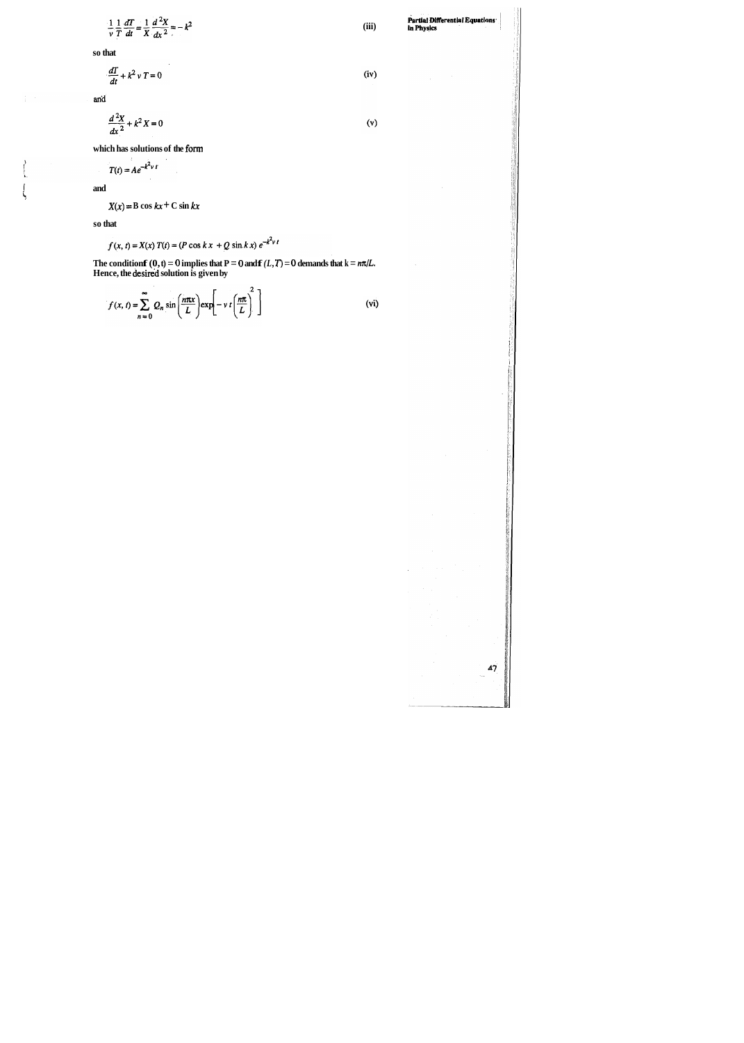$$\frac{1}{v}\frac{1}{T}\frac{dT}{dt} = \frac{1}{X}\frac{d^2X}{dx^2} = -k^2 \qquad \text{(iii)}$$

so that

$$\frac{dT}{dt} + k^2\, v\, T = 0 \qquad \text{(iv)}$$

and

$$\frac{d^2X}{dx^2} + k^2 X = 0 \qquad \text{(v)}$$

which has solutions of the form

$$T(t) = Ae^{-k^2 v\, t}$$

and

$$X(x) = B\cos kx + C\sin kx$$

so that

$$f(x,t) = X(x)\,T(t) = (P\cos kx + Q\sin kx)\,e^{-k^2 v\, t}$$

The condition $f(0,t) = 0$ implies that $P = 0$ and $f(L,T) = 0$ demands that $k = n\pi/L$. Hence, the desired solution is given by

$$f(x,t) = \sum_{n=0}^{\infty} Q_n \sin\left(\frac{n\pi x}{L}\right)\exp\left[-v\,t\left(\frac{n\pi}{L}\right)^2\right] \qquad \text{(vi)}$$